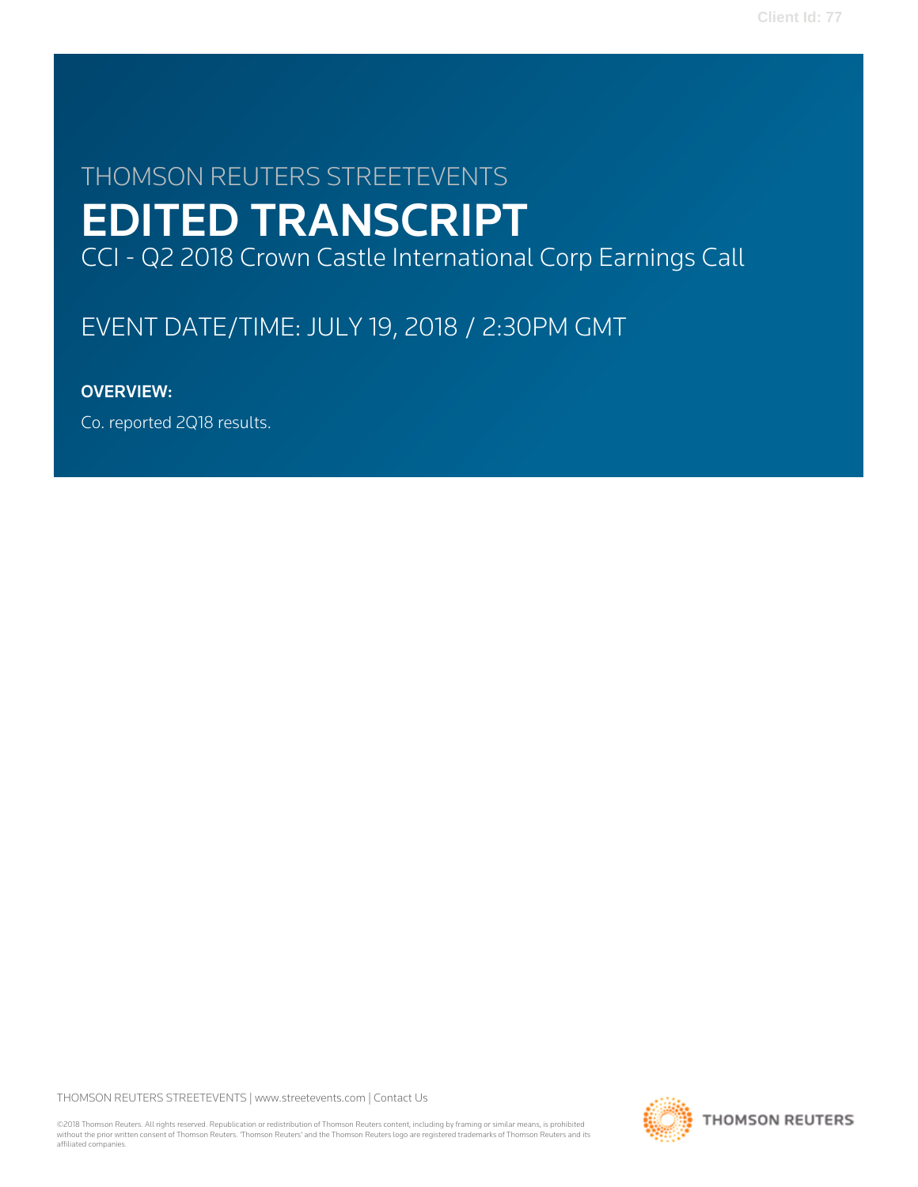THOMSON REUTERS STREETEVENTS

# EDITED TRANSCRIPT

CCI - Q2 2018 Crown Castle International Corp Earnings Call

EVENT DATE/TIME: JULY 19, 2018 / 2:30PM GMT

**OVERVIEW:**

Co. reported 2Q18 results.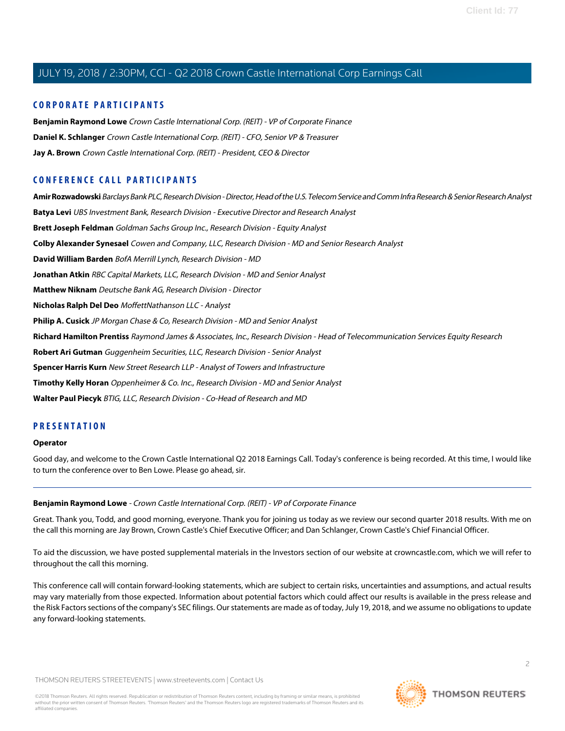## CORPORATE PARTICIPANTS

**Benjamin Raymond Lowe** *Crown Castle International Corp. (REIT) - VP of Corporate Finance*

**Daniel K. Schlanger** *Crown Castle International Corp. (REIT) - CFO, Senior VP & Treasurer*

**Jay A. Brown** *Crown Castle International Corp. (REIT) - President, CEO & Director*

## CONFERENCE CALL PARTICIPANTS

**Amir Rozwadowski** *Barclays Bank PLC, Research Division - Director, Head of the U.S. Telecom Service and Comm Infra Research & Senior Research Analyst*

**Batya Levi** *UBS Investment Bank, Research Division - Executive Director and Research Analyst*

**Brett Joseph Feldman** *Goldman Sachs Group Inc., Research Division - Equity Analyst*

**Colby Alexander Synesael** *Cowen and Company, LLC, Research Division - MD and Senior Research Analyst*

**David William Barden** *BofA Merrill Lynch, Research Division - MD*

**Jonathan Atkin** *RBC Capital Markets, LLC, Research Division - MD and Senior Analyst*

**Matthew Niknam** *Deutsche Bank AG, Research Division - Director*

**Nicholas Ralph Del Deo** *MoffettNathanson LLC - Analyst*

**Philip A. Cusick** *JP Morgan Chase & Co, Research Division - MD and Senior Analyst*

**Richard Hamilton Prentiss** *Raymond James & Associates, Inc., Research Division - Head of Telecommunication Services Equity Research*

**Robert Ari Gutman** *Guggenheim Securities, LLC, Research Division - Senior Analyst*

**Spencer Harris Kurn** *New Street Research LLP - Analyst of Towers and Infrastructure*

**Timothy Kelly Horan** *Oppenheimer & Co. Inc., Research Division - MD and Senior Analyst*

**Walter Paul Piecyk** *BTIG, LLC, Research Division - Co-Head of Research and MD*

## PRESENTATION

**Operator**

Good day, and welcome to the Crown Castle International Q2 2018 Earnings Call. Today's conference is being recorded. At this time, I would like to turn the conference over to Ben Lowe. Please go ahead, sir.

---

**Benjamin Raymond Lowe** - *Crown Castle International Corp. (REIT) - VP of Corporate Finance*

Great. Thank you, Todd, and good morning, everyone. Thank you for joining us today as we review our second quarter 2018 results. With me on the call this morning are Jay Brown, Crown Castle's Chief Executive Officer; and Dan Schlanger, Crown Castle's Chief Financial Officer.

To aid the discussion, we have posted supplemental materials in the Investors section of our website at crowncastle.com, which we will refer to throughout the call this morning.

This conference call will contain forward-looking statements, which are subject to certain risks, uncertainties and assumptions, and actual results may vary materially from those expected. Information about potential factors which could affect our results is available in the press release and the Risk Factors sections of the company's SEC filings. Our statements are made as of today, July 19, 2018, and we assume no obligations to update any forward-looking statements.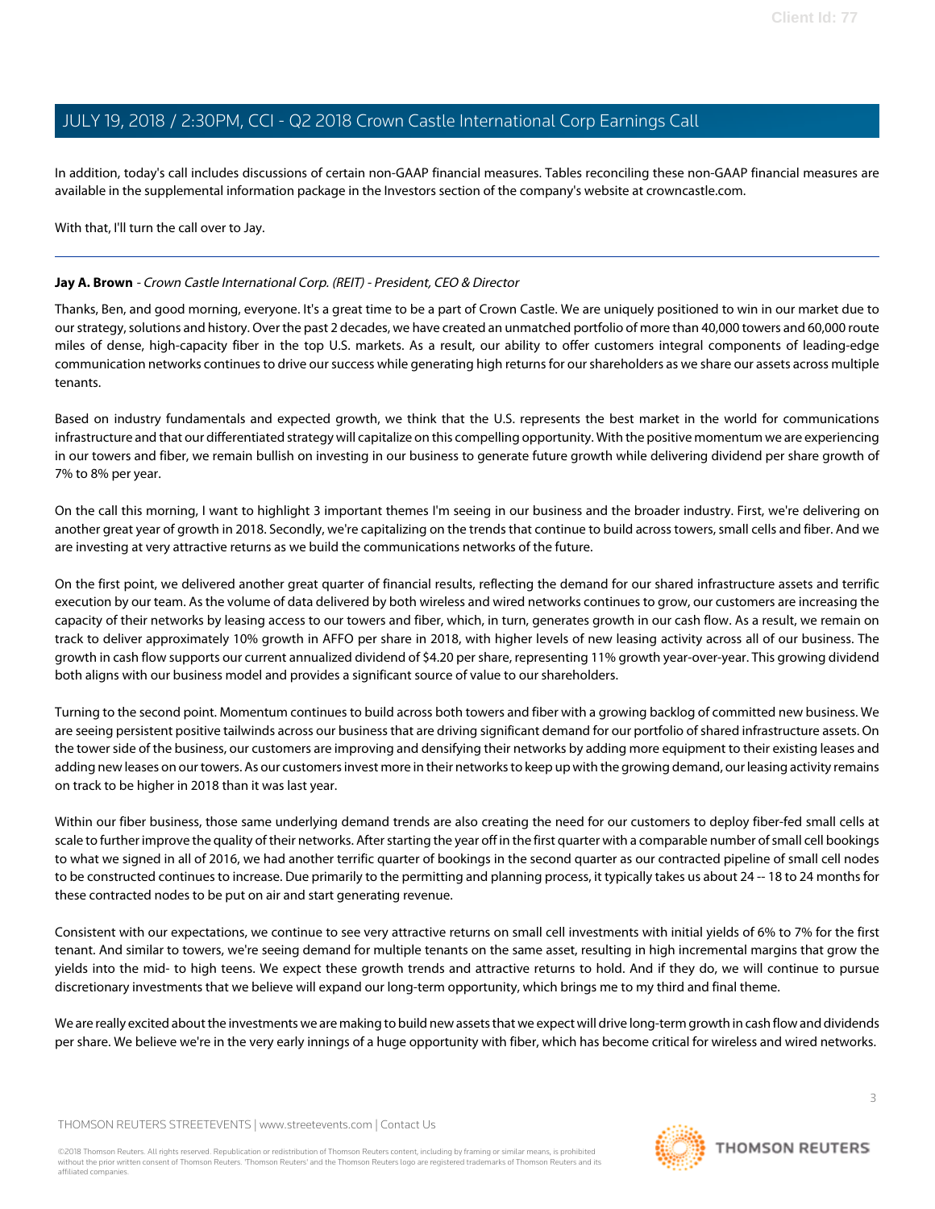In addition, today's call includes discussions of certain non-GAAP financial measures. Tables reconciling these non-GAAP financial measures are available in the supplemental information package in the Investors section of the company's website at crowncastle.com.

With that, I'll turn the call over to Jay.

---

**Jay A. Brown** - *Crown Castle International Corp. (REIT) - President, CEO & Director*

Thanks, Ben, and good morning, everyone. It's a great time to be a part of Crown Castle. We are uniquely positioned to win in our market due to our strategy, solutions and history. Over the past 2 decades, we have created an unmatched portfolio of more than 40,000 towers and 60,000 route miles of dense, high-capacity fiber in the top U.S. markets. As a result, our ability to offer customers integral components of leading-edge communication networks continues to drive our success while generating high returns for our shareholders as we share our assets across multiple tenants.

Based on industry fundamentals and expected growth, we think that the U.S. represents the best market in the world for communications infrastructure and that our differentiated strategy will capitalize on this compelling opportunity. With the positive momentum we are experiencing in our towers and fiber, we remain bullish on investing in our business to generate future growth while delivering dividend per share growth of 7% to 8% per year.

On the call this morning, I want to highlight 3 important themes I'm seeing in our business and the broader industry. First, we're delivering on another great year of growth in 2018. Secondly, we're capitalizing on the trends that continue to build across towers, small cells and fiber. And we are investing at very attractive returns as we build the communications networks of the future.

On the first point, we delivered another great quarter of financial results, reflecting the demand for our shared infrastructure assets and terrific execution by our team. As the volume of data delivered by both wireless and wired networks continues to grow, our customers are increasing the capacity of their networks by leasing access to our towers and fiber, which, in turn, generates growth in our cash flow. As a result, we remain on track to deliver approximately 10% growth in AFFO per share in 2018, with higher levels of new leasing activity across all of our business. The growth in cash flow supports our current annualized dividend of $4.20 per share, representing 11% growth year-over-year. This growing dividend both aligns with our business model and provides a significant source of value to our shareholders.

Turning to the second point. Momentum continues to build across both towers and fiber with a growing backlog of committed new business. We are seeing persistent positive tailwinds across our business that are driving significant demand for our portfolio of shared infrastructure assets. On the tower side of the business, our customers are improving and densifying their networks by adding more equipment to their existing leases and adding new leases on our towers. As our customers invest more in their networks to keep up with the growing demand, our leasing activity remains on track to be higher in 2018 than it was last year.

Within our fiber business, those same underlying demand trends are also creating the need for our customers to deploy fiber-fed small cells at scale to further improve the quality of their networks. After starting the year off in the first quarter with a comparable number of small cell bookings to what we signed in all of 2016, we had another terrific quarter of bookings in the second quarter as our contracted pipeline of small cell nodes to be constructed continues to increase. Due primarily to the permitting and planning process, it typically takes us about 24 -- 18 to 24 months for these contracted nodes to be put on air and start generating revenue.

Consistent with our expectations, we continue to see very attractive returns on small cell investments with initial yields of 6% to 7% for the first tenant. And similar to towers, we're seeing demand for multiple tenants on the same asset, resulting in high incremental margins that grow the yields into the mid- to high teens. We expect these growth trends and attractive returns to hold. And if they do, we will continue to pursue discretionary investments that we believe will expand our long-term opportunity, which brings me to my third and final theme.

We are really excited about the investments we are making to build new assets that we expect will drive long-term growth in cash flow and dividends per share. We believe we're in the very early innings of a huge opportunity with fiber, which has become critical for wireless and wired networks.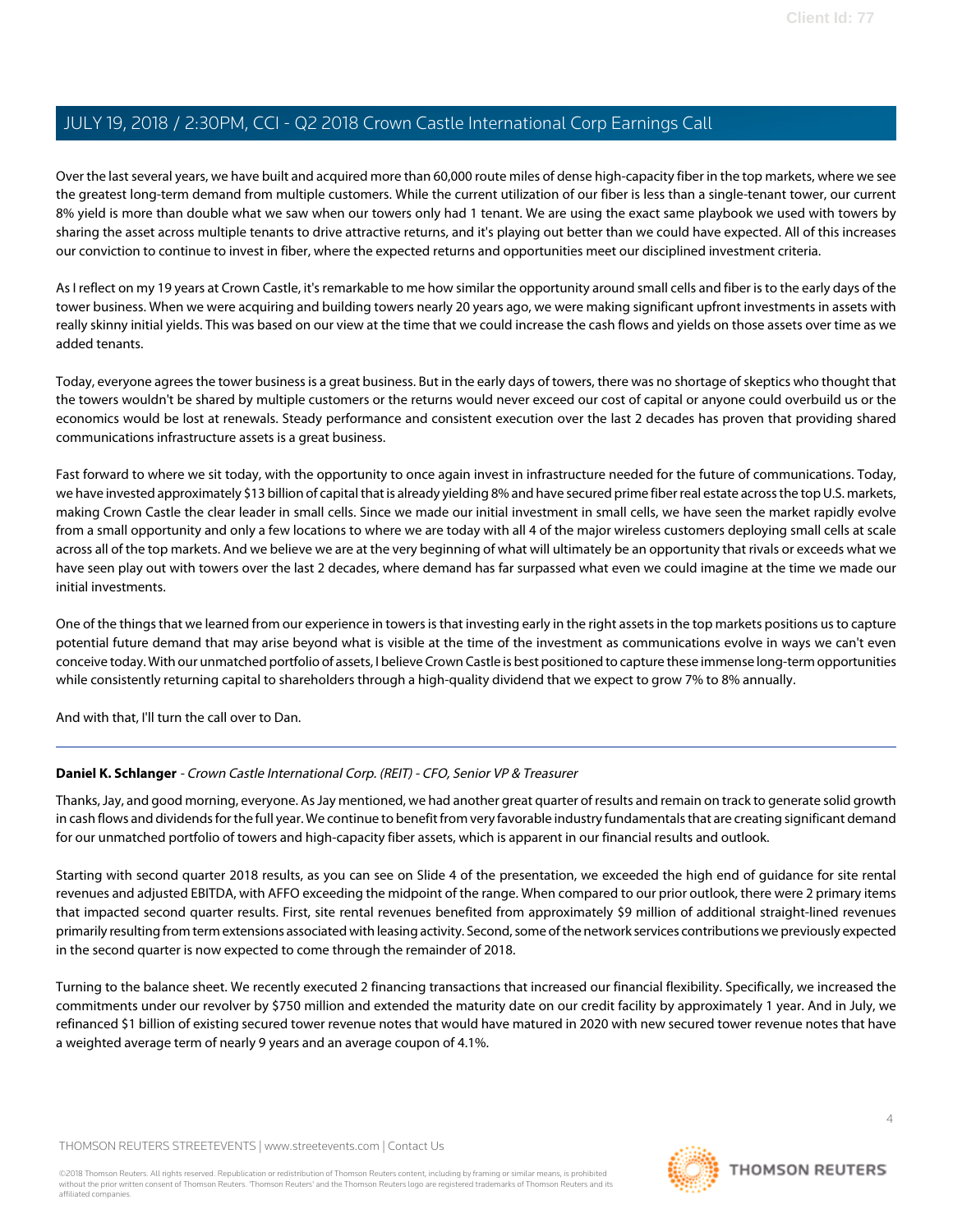Over the last several years, we have built and acquired more than 60,000 route miles of dense high-capacity fiber in the top markets, where we see the greatest long-term demand from multiple customers. While the current utilization of our fiber is less than a single-tenant tower, our current 8% yield is more than double what we saw when our towers only had 1 tenant. We are using the exact same playbook we used with towers by sharing the asset across multiple tenants to drive attractive returns, and it's playing out better than we could have expected. All of this increases our conviction to continue to invest in fiber, where the expected returns and opportunities meet our disciplined investment criteria.

As I reflect on my 19 years at Crown Castle, it's remarkable to me how similar the opportunity around small cells and fiber is to the early days of the tower business. When we were acquiring and building towers nearly 20 years ago, we were making significant upfront investments in assets with really skinny initial yields. This was based on our view at the time that we could increase the cash flows and yields on those assets over time as we added tenants.

Today, everyone agrees the tower business is a great business. But in the early days of towers, there was no shortage of skeptics who thought that the towers wouldn't be shared by multiple customers or the returns would never exceed our cost of capital or anyone could overbuild us or the economics would be lost at renewals. Steady performance and consistent execution over the last 2 decades has proven that providing shared communications infrastructure assets is a great business.

Fast forward to where we sit today, with the opportunity to once again invest in infrastructure needed for the future of communications. Today, we have invested approximately $13 billion of capital that is already yielding 8% and have secured prime fiber real estate across the top U.S. markets, making Crown Castle the clear leader in small cells. Since we made our initial investment in small cells, we have seen the market rapidly evolve from a small opportunity and only a few locations to where we are today with all 4 of the major wireless customers deploying small cells at scale across all of the top markets. And we believe we are at the very beginning of what will ultimately be an opportunity that rivals or exceeds what we have seen play out with towers over the last 2 decades, where demand has far surpassed what even we could imagine at the time we made our initial investments.

One of the things that we learned from our experience in towers is that investing early in the right assets in the top markets positions us to capture potential future demand that may arise beyond what is visible at the time of the investment as communications evolve in ways we can't even conceive today. With our unmatched portfolio of assets, I believe Crown Castle is best positioned to capture these immense long-term opportunities while consistently returning capital to shareholders through a high-quality dividend that we expect to grow 7% to 8% annually.

And with that, I'll turn the call over to Dan.

---

**Daniel K. Schlanger** - *Crown Castle International Corp. (REIT) - CFO, Senior VP & Treasurer*

Thanks, Jay, and good morning, everyone. As Jay mentioned, we had another great quarter of results and remain on track to generate solid growth in cash flows and dividends for the full year. We continue to benefit from very favorable industry fundamentals that are creating significant demand for our unmatched portfolio of towers and high-capacity fiber assets, which is apparent in our financial results and outlook.

Starting with second quarter 2018 results, as you can see on Slide 4 of the presentation, we exceeded the high end of guidance for site rental revenues and adjusted EBITDA, with AFFO exceeding the midpoint of the range. When compared to our prior outlook, there were 2 primary items that impacted second quarter results. First, site rental revenues benefited from approximately $9 million of additional straight-lined revenues primarily resulting from term extensions associated with leasing activity. Second, some of the network services contributions we previously expected in the second quarter is now expected to come through the remainder of 2018.

Turning to the balance sheet. We recently executed 2 financing transactions that increased our financial flexibility. Specifically, we increased the commitments under our revolver by $750 million and extended the maturity date on our credit facility by approximately 1 year. And in July, we refinanced $1 billion of existing secured tower revenue notes that would have matured in 2020 with new secured tower revenue notes that have a weighted average term of nearly 9 years and an average coupon of 4.1%.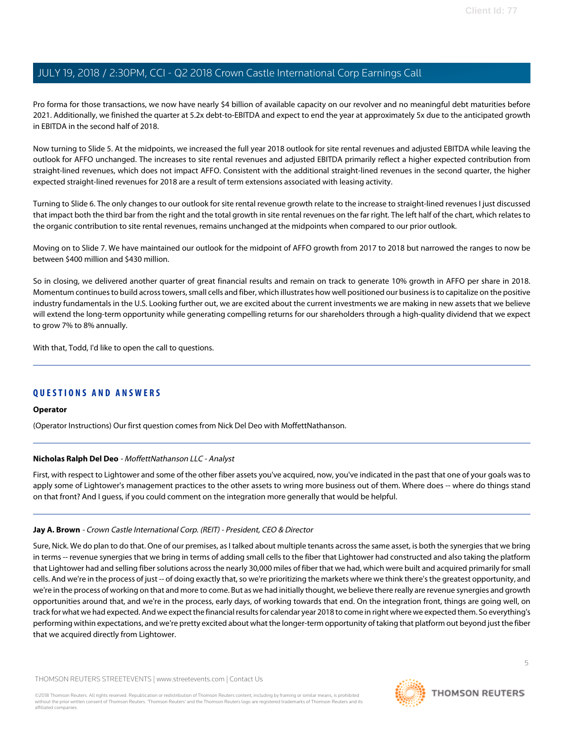Pro forma for those transactions, we now have nearly $4 billion of available capacity on our revolver and no meaningful debt maturities before 2021. Additionally, we finished the quarter at 5.2x debt-to-EBITDA and expect to end the year at approximately 5x due to the anticipated growth in EBITDA in the second half of 2018.

Now turning to Slide 5. At the midpoints, we increased the full year 2018 outlook for site rental revenues and adjusted EBITDA while leaving the outlook for AFFO unchanged. The increases to site rental revenues and adjusted EBITDA primarily reflect a higher expected contribution from straight-lined revenues, which does not impact AFFO. Consistent with the additional straight-lined revenues in the second quarter, the higher expected straight-lined revenues for 2018 are a result of term extensions associated with leasing activity.

Turning to Slide 6. The only changes to our outlook for site rental revenue growth relate to the increase to straight-lined revenues I just discussed that impact both the third bar from the right and the total growth in site rental revenues on the far right. The left half of the chart, which relates to the organic contribution to site rental revenues, remains unchanged at the midpoints when compared to our prior outlook.

Moving on to Slide 7. We have maintained our outlook for the midpoint of AFFO growth from 2017 to 2018 but narrowed the ranges to now be between $400 million and $430 million.

So in closing, we delivered another quarter of great financial results and remain on track to generate 10% growth in AFFO per share in 2018. Momentum continues to build across towers, small cells and fiber, which illustrates how well positioned our business is to capitalize on the positive industry fundamentals in the U.S. Looking further out, we are excited about the current investments we are making in new assets that we believe will extend the long-term opportunity while generating compelling returns for our shareholders through a high-quality dividend that we expect to grow 7% to 8% annually.

With that, Todd, I'd like to open the call to questions.

## QUESTIONS AND ANSWERS

**Operator**

(Operator Instructions) Our first question comes from Nick Del Deo with MoffettNathanson.

**Nicholas Ralph Del Deo** - *MoffettNathanson LLC - Analyst*

First, with respect to Lightower and some of the other fiber assets you've acquired, now, you've indicated in the past that one of your goals was to apply some of Lightower's management practices to the other assets to wring more business out of them. Where does -- where do things stand on that front? And I guess, if you could comment on the integration more generally that would be helpful.

**Jay A. Brown** - *Crown Castle International Corp. (REIT) - President, CEO & Director*

Sure, Nick. We do plan to do that. One of our premises, as I talked about multiple tenants across the same asset, is both the synergies that we bring in terms -- revenue synergies that we bring in terms of adding small cells to the fiber that Lightower had constructed and also taking the platform that Lightower had and selling fiber solutions across the nearly 30,000 miles of fiber that we had, which were built and acquired primarily for small cells. And we're in the process of just -- of doing exactly that, so we're prioritizing the markets where we think there's the greatest opportunity, and we're in the process of working on that and more to come. But as we had initially thought, we believe there really are revenue synergies and growth opportunities around that, and we're in the process, early days, of working towards that end. On the integration front, things are going well, on track for what we had expected. And we expect the financial results for calendar year 2018 to come in right where we expected them. So everything's performing within expectations, and we're pretty excited about what the longer-term opportunity of taking that platform out beyond just the fiber that we acquired directly from Lightower.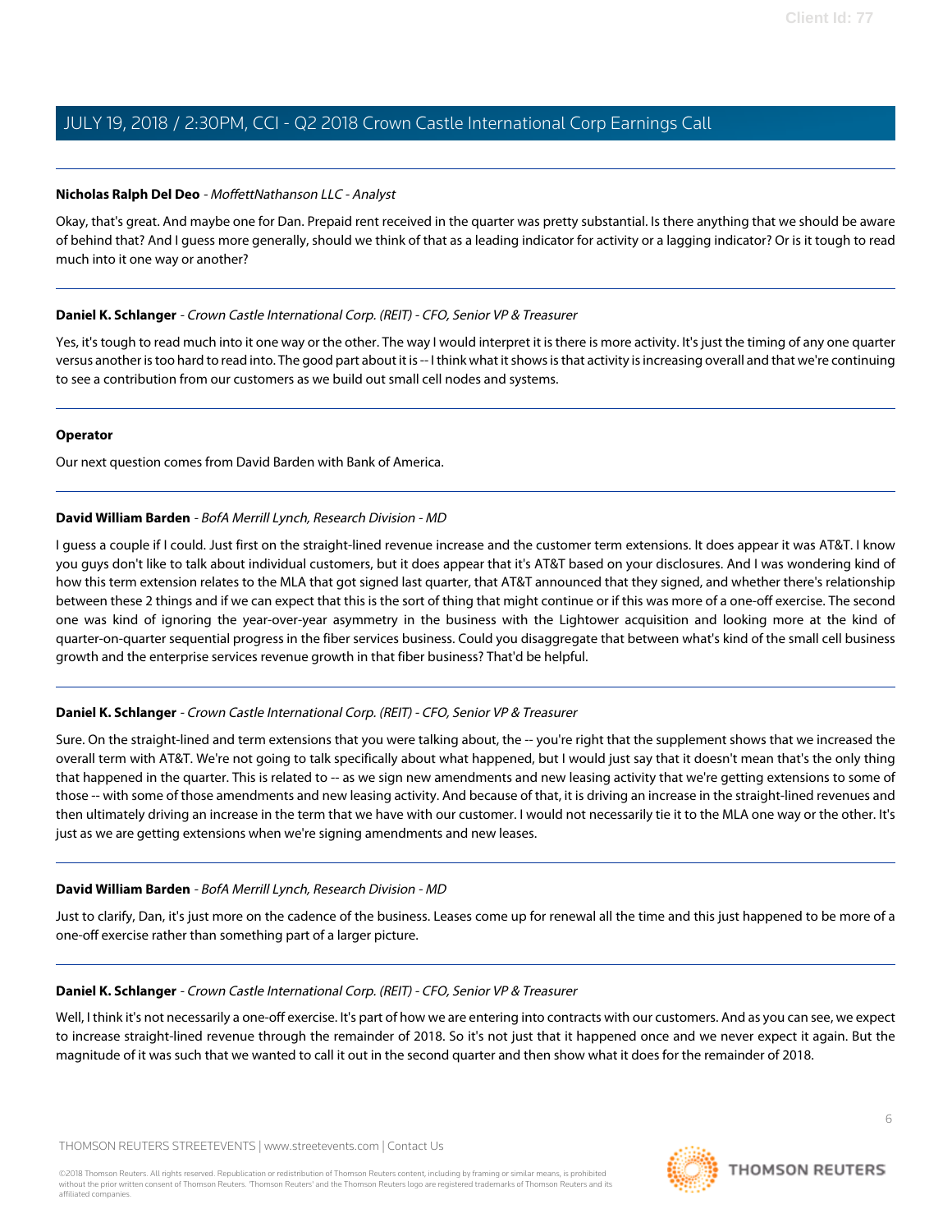**Nicholas Ralph Del Deo** - *MoffettNathanson LLC - Analyst*

Okay, that's great. And maybe one for Dan. Prepaid rent received in the quarter was pretty substantial. Is there anything that we should be aware of behind that? And I guess more generally, should we think of that as a leading indicator for activity or a lagging indicator? Or is it tough to read much into it one way or another?

---

**Daniel K. Schlanger** - *Crown Castle International Corp. (REIT) - CFO, Senior VP & Treasurer*

Yes, it's tough to read much into it one way or the other. The way I would interpret it is there is more activity. It's just the timing of any one quarter versus another is too hard to read into. The good part about it is -- I think what it shows is that activity is increasing overall and that we're continuing to see a contribution from our customers as we build out small cell nodes and systems.

---

**Operator**

Our next question comes from David Barden with Bank of America.

---

**David William Barden** - *BofA Merrill Lynch, Research Division - MD*

I guess a couple if I could. Just first on the straight-lined revenue increase and the customer term extensions. It does appear it was AT&T. I know you guys don't like to talk about individual customers, but it does appear that it's AT&T based on your disclosures. And I was wondering kind of how this term extension relates to the MLA that got signed last quarter, that AT&T announced that they signed, and whether there's relationship between these 2 things and if we can expect that this is the sort of thing that might continue or if this was more of a one-off exercise. The second one was kind of ignoring the year-over-year asymmetry in the business with the Lightower acquisition and looking more at the kind of quarter-on-quarter sequential progress in the fiber services business. Could you disaggregate that between what's kind of the small cell business growth and the enterprise services revenue growth in that fiber business? That'd be helpful.

---

**Daniel K. Schlanger** - *Crown Castle International Corp. (REIT) - CFO, Senior VP & Treasurer*

Sure. On the straight-lined and term extensions that you were talking about, the -- you're right that the supplement shows that we increased the overall term with AT&T. We're not going to talk specifically about what happened, but I would just say that it doesn't mean that's the only thing that happened in the quarter. This is related to -- as we sign new amendments and new leasing activity that we're getting extensions to some of those -- with some of those amendments and new leasing activity. And because of that, it is driving an increase in the straight-lined revenues and then ultimately driving an increase in the term that we have with our customer. I would not necessarily tie it to the MLA one way or the other. It's just as we are getting extensions when we're signing amendments and new leases.

---

**David William Barden** - *BofA Merrill Lynch, Research Division - MD*

Just to clarify, Dan, it's just more on the cadence of the business. Leases come up for renewal all the time and this just happened to be more of a one-off exercise rather than something part of a larger picture.

---

**Daniel K. Schlanger** - *Crown Castle International Corp. (REIT) - CFO, Senior VP & Treasurer*

Well, I think it's not necessarily a one-off exercise. It's part of how we are entering into contracts with our customers. And as you can see, we expect to increase straight-lined revenue through the remainder of 2018. So it's not just that it happened once and we never expect it again. But the magnitude of it was such that we wanted to call it out in the second quarter and then show what it does for the remainder of 2018.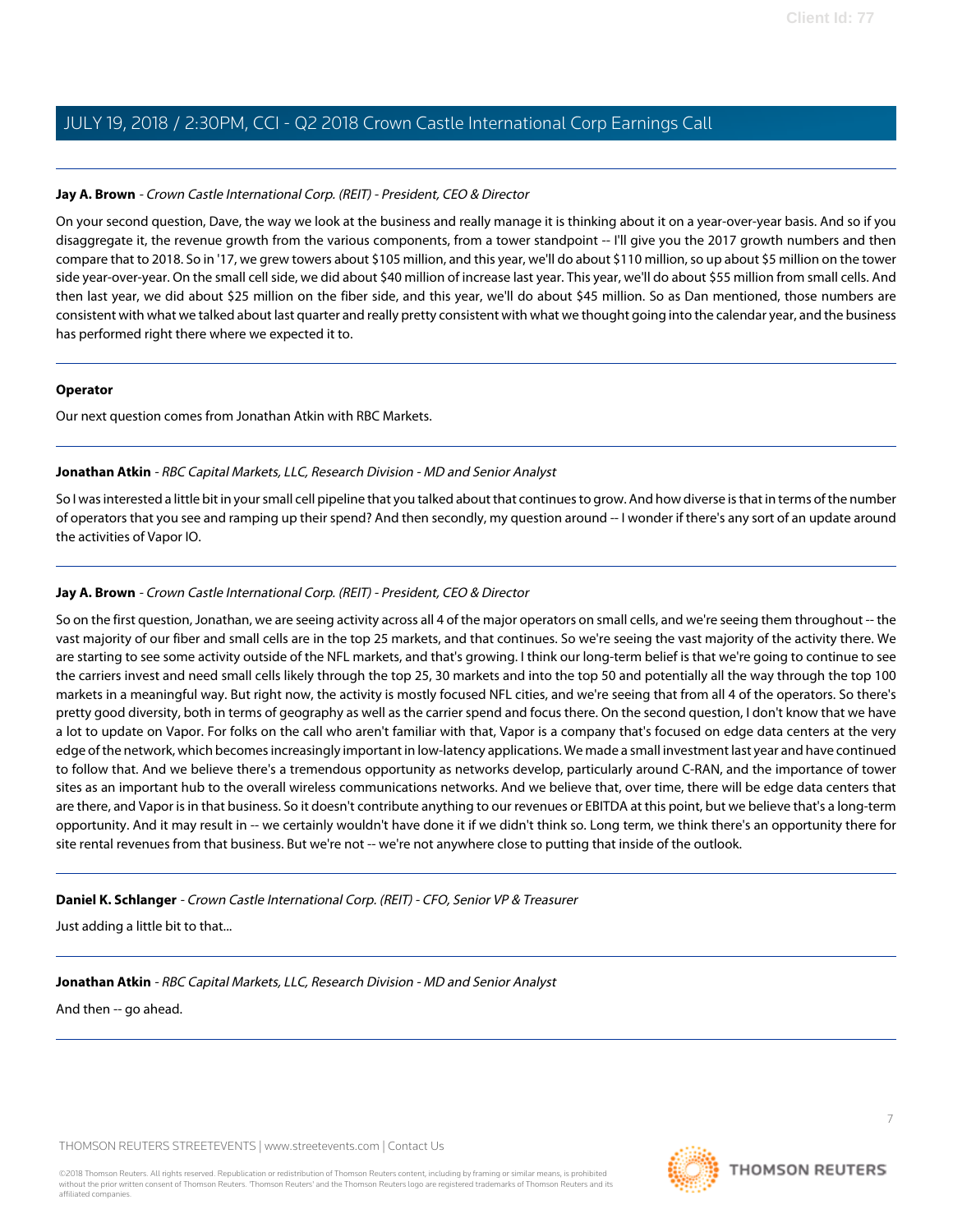**Jay A. Brown** - *Crown Castle International Corp. (REIT) - President, CEO & Director*

On your second question, Dave, the way we look at the business and really manage it is thinking about it on a year-over-year basis. And so if you disaggregate it, the revenue growth from the various components, from a tower standpoint -- I'll give you the 2017 growth numbers and then compare that to 2018. So in '17, we grew towers about $105 million, and this year, we'll do about $110 million, so up about $5 million on the tower side year-over-year. On the small cell side, we did about $40 million of increase last year. This year, we'll do about $55 million from small cells. And then last year, we did about $25 million on the fiber side, and this year, we'll do about $45 million. So as Dan mentioned, those numbers are consistent with what we talked about last quarter and really pretty consistent with what we thought going into the calendar year, and the business has performed right there where we expected it to.

**Operator**

Our next question comes from Jonathan Atkin with RBC Markets.

**Jonathan Atkin** - *RBC Capital Markets, LLC, Research Division - MD and Senior Analyst*

So I was interested a little bit in your small cell pipeline that you talked about that continues to grow. And how diverse is that in terms of the number of operators that you see and ramping up their spend? And then secondly, my question around -- I wonder if there's any sort of an update around the activities of Vapor IO.

**Jay A. Brown** - *Crown Castle International Corp. (REIT) - President, CEO & Director*

So on the first question, Jonathan, we are seeing activity across all 4 of the major operators on small cells, and we're seeing them throughout -- the vast majority of our fiber and small cells are in the top 25 markets, and that continues. So we're seeing the vast majority of the activity there. We are starting to see some activity outside of the NFL markets, and that's growing. I think our long-term belief is that we're going to continue to see the carriers invest and need small cells likely through the top 25, 30 markets and into the top 50 and potentially all the way through the top 100 markets in a meaningful way. But right now, the activity is mostly focused NFL cities, and we're seeing that from all 4 of the operators. So there's pretty good diversity, both in terms of geography as well as the carrier spend and focus there. On the second question, I don't know that we have a lot to update on Vapor. For folks on the call who aren't familiar with that, Vapor is a company that's focused on edge data centers at the very edge of the network, which becomes increasingly important in low-latency applications. We made a small investment last year and have continued to follow that. And we believe there's a tremendous opportunity as networks develop, particularly around C-RAN, and the importance of tower sites as an important hub to the overall wireless communications networks. And we believe that, over time, there will be edge data centers that are there, and Vapor is in that business. So it doesn't contribute anything to our revenues or EBITDA at this point, but we believe that's a long-term opportunity. And it may result in -- we certainly wouldn't have done it if we didn't think so. Long term, we think there's an opportunity there for site rental revenues from that business. But we're not -- we're not anywhere close to putting that inside of the outlook.

**Daniel K. Schlanger** - *Crown Castle International Corp. (REIT) - CFO, Senior VP & Treasurer*

Just adding a little bit to that...

**Jonathan Atkin** - *RBC Capital Markets, LLC, Research Division - MD and Senior Analyst*

And then -- go ahead.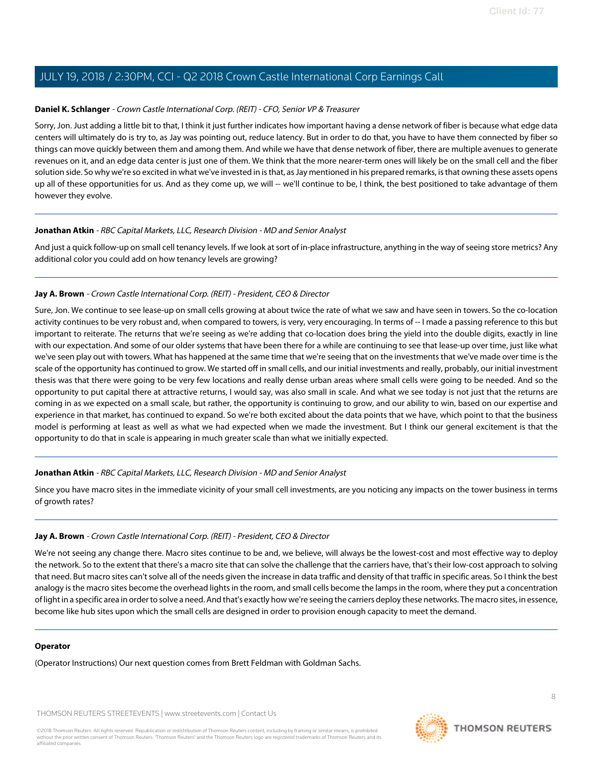**Daniel K. Schlanger** - *Crown Castle International Corp. (REIT) - CFO, Senior VP & Treasurer*

Sorry, Jon. Just adding a little bit to that, I think it just further indicates how important having a dense network of fiber is because what edge data centers will ultimately do is try to, as Jay was pointing out, reduce latency. But in order to do that, you have to have them connected by fiber so things can move quickly between them and among them. And while we have that dense network of fiber, there are multiple avenues to generate revenues on it, and an edge data center is just one of them. We think that the more nearer-term ones will likely be on the small cell and the fiber solution side. So why we're so excited in what we've invested in is that, as Jay mentioned in his prepared remarks, is that owning these assets opens up all of these opportunities for us. And as they come up, we will -- we'll continue to be, I think, the best positioned to take advantage of them however they evolve.

---

**Jonathan Atkin** - *RBC Capital Markets, LLC, Research Division - MD and Senior Analyst*

And just a quick follow-up on small cell tenancy levels. If we look at sort of in-place infrastructure, anything in the way of seeing store metrics? Any additional color you could add on how tenancy levels are growing?

---

**Jay A. Brown** - *Crown Castle International Corp. (REIT) - President, CEO & Director*

Sure, Jon. We continue to see lease-up on small cells growing at about twice the rate of what we saw and have seen in towers. So the co-location activity continues to be very robust and, when compared to towers, is very, very encouraging. In terms of -- I made a passing reference to this but important to reiterate. The returns that we're seeing as we're adding that co-location does bring the yield into the double digits, exactly in line with our expectation. And some of our older systems that have been there for a while are continuing to see that lease-up over time, just like what we've seen play out with towers. What has happened at the same time that we're seeing that on the investments that we've made over time is the scale of the opportunity has continued to grow. We started off in small cells, and our initial investments and really, probably, our initial investment thesis was that there were going to be very few locations and really dense urban areas where small cells were going to be needed. And so the opportunity to put capital there at attractive returns, I would say, was also small in scale. And what we see today is not just that the returns are coming in as we expected on a small scale, but rather, the opportunity is continuing to grow, and our ability to win, based on our expertise and experience in that market, has continued to expand. So we're both excited about the data points that we have, which point to that the business model is performing at least as well as what we had expected when we made the investment. But I think our general excitement is that the opportunity to do that in scale is appearing in much greater scale than what we initially expected.

---

**Jonathan Atkin** - *RBC Capital Markets, LLC, Research Division - MD and Senior Analyst*

Since you have macro sites in the immediate vicinity of your small cell investments, are you noticing any impacts on the tower business in terms of growth rates?

---

**Jay A. Brown** - *Crown Castle International Corp. (REIT) - President, CEO & Director*

We're not seeing any change there. Macro sites continue to be and, we believe, will always be the lowest-cost and most effective way to deploy the network. So to the extent that there's a macro site that can solve the challenge that the carriers have, that's their low-cost approach to solving that need. But macro sites can't solve all of the needs given the increase in data traffic and density of that traffic in specific areas. So I think the best analogy is the macro sites become the overhead lights in the room, and small cells become the lamps in the room, where they put a concentration of light in a specific area in order to solve a need. And that's exactly how we're seeing the carriers deploy these networks. The macro sites, in essence, become like hub sites upon which the small cells are designed in order to provision enough capacity to meet the demand.

---

**Operator**

(Operator Instructions) Our next question comes from Brett Feldman with Goldman Sachs.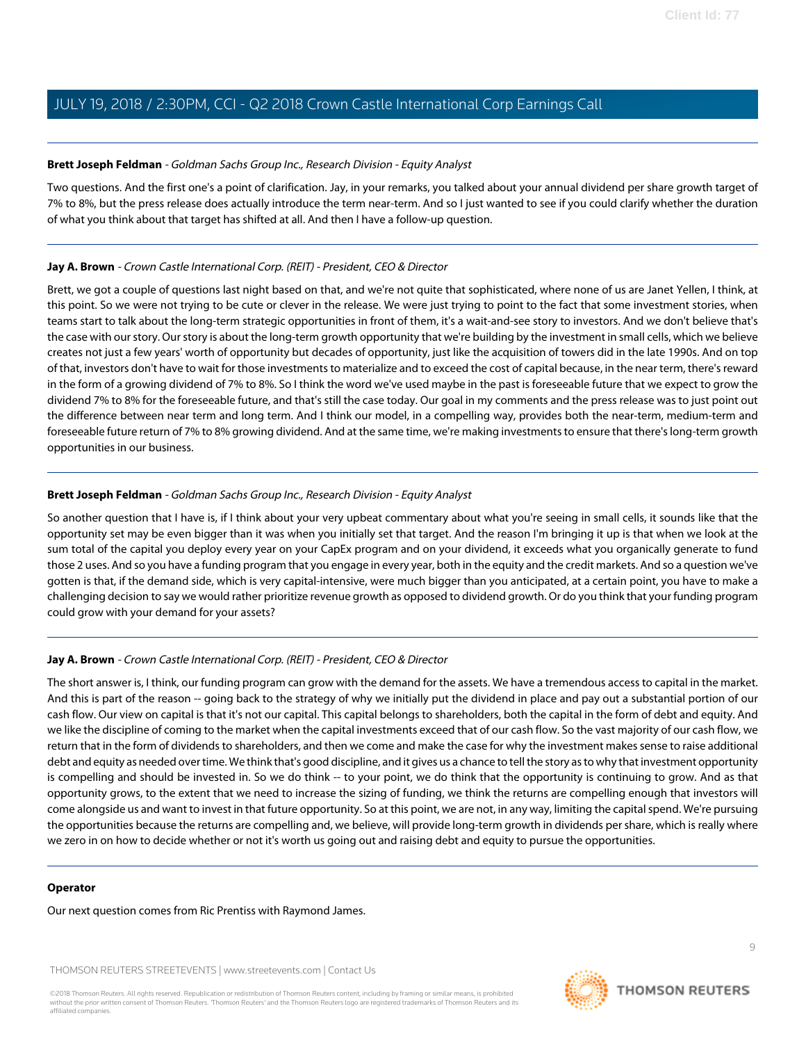**Brett Joseph Feldman** - *Goldman Sachs Group Inc., Research Division - Equity Analyst*

Two questions. And the first one's a point of clarification. Jay, in your remarks, you talked about your annual dividend per share growth target of 7% to 8%, but the press release does actually introduce the term near-term. And so I just wanted to see if you could clarify whether the duration of what you think about that target has shifted at all. And then I have a follow-up question.

---

**Jay A. Brown** - *Crown Castle International Corp. (REIT) - President, CEO & Director*

Brett, we got a couple of questions last night based on that, and we're not quite that sophisticated, where none of us are Janet Yellen, I think, at this point. So we were not trying to be cute or clever in the release. We were just trying to point to the fact that some investment stories, when teams start to talk about the long-term strategic opportunities in front of them, it's a wait-and-see story to investors. And we don't believe that's the case with our story. Our story is about the long-term growth opportunity that we're building by the investment in small cells, which we believe creates not just a few years' worth of opportunity but decades of opportunity, just like the acquisition of towers did in the late 1990s. And on top of that, investors don't have to wait for those investments to materialize and to exceed the cost of capital because, in the near term, there's reward in the form of a growing dividend of 7% to 8%. So I think the word we've used maybe in the past is foreseeable future that we expect to grow the dividend 7% to 8% for the foreseeable future, and that's still the case today. Our goal in my comments and the press release was to just point out the difference between near term and long term. And I think our model, in a compelling way, provides both the near-term, medium-term and foreseeable future return of 7% to 8% growing dividend. And at the same time, we're making investments to ensure that there's long-term growth opportunities in our business.

---

**Brett Joseph Feldman** - *Goldman Sachs Group Inc., Research Division - Equity Analyst*

So another question that I have is, if I think about your very upbeat commentary about what you're seeing in small cells, it sounds like that the opportunity set may be even bigger than it was when you initially set that target. And the reason I'm bringing it up is that when we look at the sum total of the capital you deploy every year on your CapEx program and on your dividend, it exceeds what you organically generate to fund those 2 uses. And so you have a funding program that you engage in every year, both in the equity and the credit markets. And so a question we've gotten is that, if the demand side, which is very capital-intensive, were much bigger than you anticipated, at a certain point, you have to make a challenging decision to say we would rather prioritize revenue growth as opposed to dividend growth. Or do you think that your funding program could grow with your demand for your assets?

---

**Jay A. Brown** - *Crown Castle International Corp. (REIT) - President, CEO & Director*

The short answer is, I think, our funding program can grow with the demand for the assets. We have a tremendous access to capital in the market. And this is part of the reason -- going back to the strategy of why we initially put the dividend in place and pay out a substantial portion of our cash flow. Our view on capital is that it's not our capital. This capital belongs to shareholders, both the capital in the form of debt and equity. And we like the discipline of coming to the market when the capital investments exceed that of our cash flow. So the vast majority of our cash flow, we return that in the form of dividends to shareholders, and then we come and make the case for why the investment makes sense to raise additional debt and equity as needed over time. We think that's good discipline, and it gives us a chance to tell the story as to why that investment opportunity is compelling and should be invested in. So we do think -- to your point, we do think that the opportunity is continuing to grow. And as that opportunity grows, to the extent that we need to increase the sizing of funding, we think the returns are compelling enough that investors will come alongside us and want to invest in that future opportunity. So at this point, we are not, in any way, limiting the capital spend. We're pursuing the opportunities because the returns are compelling and, we believe, will provide long-term growth in dividends per share, which is really where we zero in on how to decide whether or not it's worth us going out and raising debt and equity to pursue the opportunities.

---

**Operator**

Our next question comes from Ric Prentiss with Raymond James.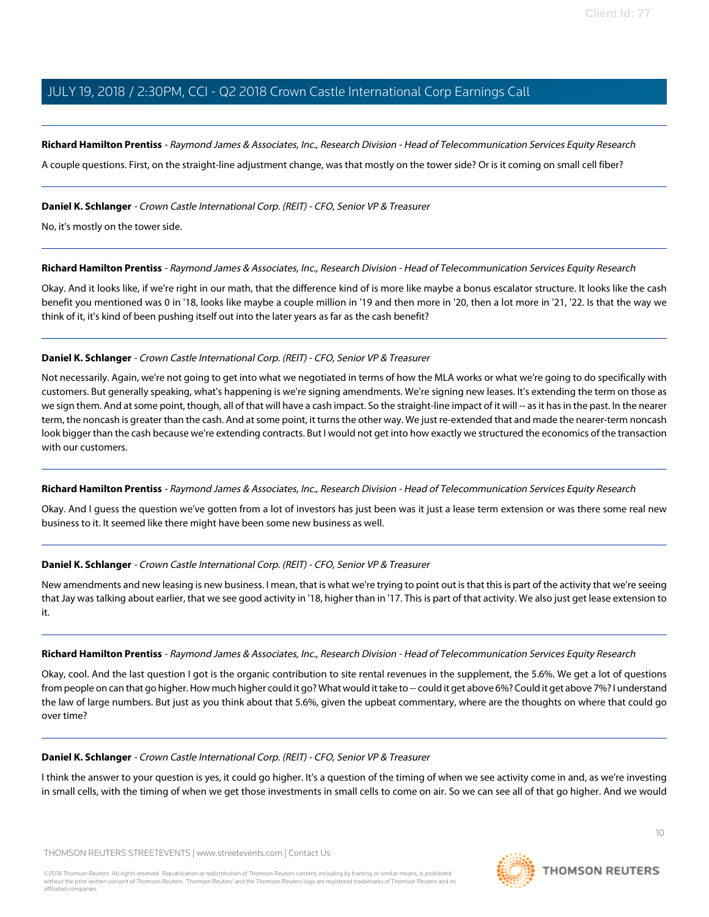**Richard Hamilton Prentiss** - *Raymond James & Associates, Inc., Research Division - Head of Telecommunication Services Equity Research*

A couple questions. First, on the straight-line adjustment change, was that mostly on the tower side? Or is it coming on small cell fiber?

---

**Daniel K. Schlanger** - *Crown Castle International Corp. (REIT) - CFO, Senior VP & Treasurer*

No, it's mostly on the tower side.

---

**Richard Hamilton Prentiss** - *Raymond James & Associates, Inc., Research Division - Head of Telecommunication Services Equity Research*

Okay. And it looks like, if we're right in our math, that the difference kind of is more like maybe a bonus escalator structure. It looks like the cash benefit you mentioned was 0 in '18, looks like maybe a couple million in '19 and then more in '20, then a lot more in '21, '22. Is that the way we think of it, it's kind of been pushing itself out into the later years as far as the cash benefit?

---

**Daniel K. Schlanger** - *Crown Castle International Corp. (REIT) - CFO, Senior VP & Treasurer*

Not necessarily. Again, we're not going to get into what we negotiated in terms of how the MLA works or what we're going to do specifically with customers. But generally speaking, what's happening is we're signing amendments. We're signing new leases. It's extending the term on those as we sign them. And at some point, though, all of that will have a cash impact. So the straight-line impact of it will -- as it has in the past. In the nearer term, the noncash is greater than the cash. And at some point, it turns the other way. We just re-extended that and made the nearer-term noncash look bigger than the cash because we're extending contracts. But I would not get into how exactly we structured the economics of the transaction with our customers.

---

**Richard Hamilton Prentiss** - *Raymond James & Associates, Inc., Research Division - Head of Telecommunication Services Equity Research*

Okay. And I guess the question we've gotten from a lot of investors has just been was it just a lease term extension or was there some real new business to it. It seemed like there might have been some new business as well.

---

**Daniel K. Schlanger** - *Crown Castle International Corp. (REIT) - CFO, Senior VP & Treasurer*

New amendments and new leasing is new business. I mean, that is what we're trying to point out is that this is part of the activity that we're seeing that Jay was talking about earlier, that we see good activity in '18, higher than in '17. This is part of that activity. We also just get lease extension to it.

---

**Richard Hamilton Prentiss** - *Raymond James & Associates, Inc., Research Division - Head of Telecommunication Services Equity Research*

Okay, cool. And the last question I got is the organic contribution to site rental revenues in the supplement, the 5.6%. We get a lot of questions from people on can that go higher. How much higher could it go? What would it take to -- could it get above 6%? Could it get above 7%? I understand the law of large numbers. But just as you think about that 5.6%, given the upbeat commentary, where are the thoughts on where that could go over time?

---

**Daniel K. Schlanger** - *Crown Castle International Corp. (REIT) - CFO, Senior VP & Treasurer*

I think the answer to your question is yes, it could go higher. It's a question of the timing of when we see activity come in and, as we're investing in small cells, with the timing of when we get those investments in small cells to come on air. So we can see all of that go higher. And we would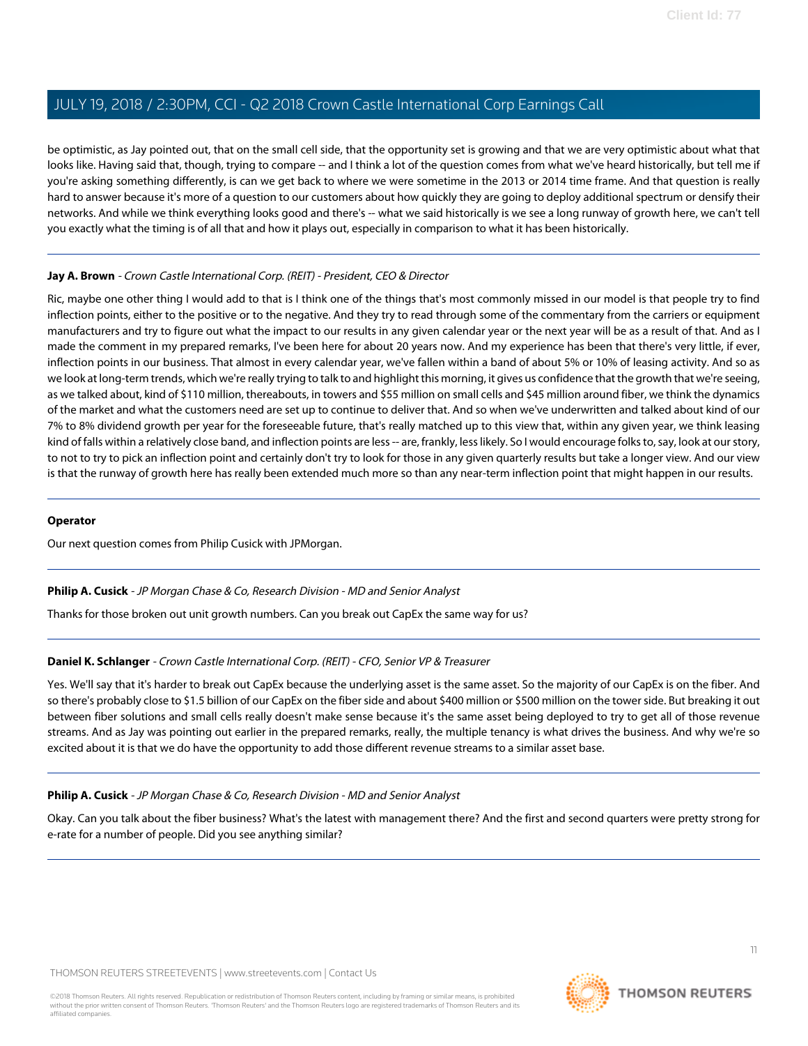be optimistic, as Jay pointed out, that on the small cell side, that the opportunity set is growing and that we are very optimistic about what that looks like. Having said that, though, trying to compare -- and I think a lot of the question comes from what we've heard historically, but tell me if you're asking something differently, is can we get back to where we were sometime in the 2013 or 2014 time frame. And that question is really hard to answer because it's more of a question to our customers about how quickly they are going to deploy additional spectrum or densify their networks. And while we think everything looks good and there's -- what we said historically is we see a long runway of growth here, we can't tell you exactly what the timing is of all that and how it plays out, especially in comparison to what it has been historically.

---

**Jay A. Brown** - *Crown Castle International Corp. (REIT) - President, CEO & Director*

Ric, maybe one other thing I would add to that is I think one of the things that's most commonly missed in our model is that people try to find inflection points, either to the positive or to the negative. And they try to read through some of the commentary from the carriers or equipment manufacturers and try to figure out what the impact to our results in any given calendar year or the next year will be as a result of that. And as I made the comment in my prepared remarks, I've been here for about 20 years now. And my experience has been that there's very little, if ever, inflection points in our business. That almost in every calendar year, we've fallen within a band of about 5% or 10% of leasing activity. And so as we look at long-term trends, which we're really trying to talk to and highlight this morning, it gives us confidence that the growth that we're seeing, as we talked about, kind of $110 million, thereabouts, in towers and $55 million on small cells and $45 million around fiber, we think the dynamics of the market and what the customers need are set up to continue to deliver that. And so when we've underwritten and talked about kind of our 7% to 8% dividend growth per year for the foreseeable future, that's really matched up to this view that, within any given year, we think leasing kind of falls within a relatively close band, and inflection points are less -- are, frankly, less likely. So I would encourage folks to, say, look at our story, to not to try to pick an inflection point and certainly don't try to look for those in any given quarterly results but take a longer view. And our view is that the runway of growth here has really been extended much more so than any near-term inflection point that might happen in our results.

---

**Operator**

Our next question comes from Philip Cusick with JPMorgan.

---

**Philip A. Cusick** - *JP Morgan Chase & Co, Research Division - MD and Senior Analyst*

Thanks for those broken out unit growth numbers. Can you break out CapEx the same way for us?

---

**Daniel K. Schlanger** - *Crown Castle International Corp. (REIT) - CFO, Senior VP & Treasurer*

Yes. We'll say that it's harder to break out CapEx because the underlying asset is the same asset. So the majority of our CapEx is on the fiber. And so there's probably close to $1.5 billion of our CapEx on the fiber side and about $400 million or $500 million on the tower side. But breaking it out between fiber solutions and small cells really doesn't make sense because it's the same asset being deployed to try to get all of those revenue streams. And as Jay was pointing out earlier in the prepared remarks, really, the multiple tenancy is what drives the business. And why we're so excited about it is that we do have the opportunity to add those different revenue streams to a similar asset base.

---

**Philip A. Cusick** - *JP Morgan Chase & Co, Research Division - MD and Senior Analyst*

Okay. Can you talk about the fiber business? What's the latest with management there? And the first and second quarters were pretty strong for e-rate for a number of people. Did you see anything similar?

---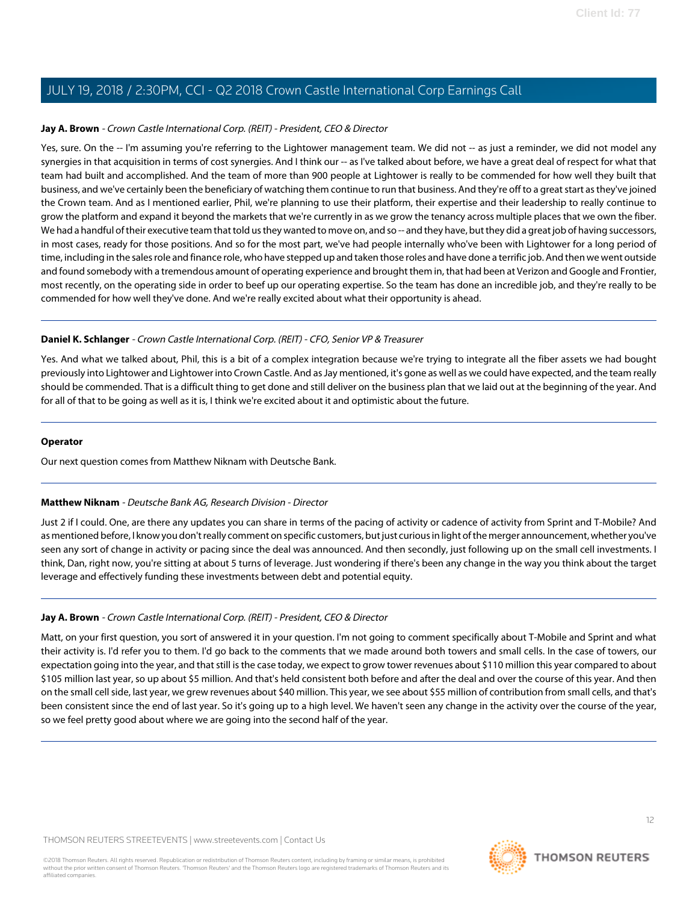**Jay A. Brown** - *Crown Castle International Corp. (REIT) - President, CEO & Director*

Yes, sure. On the -- I'm assuming you're referring to the Lightower management team. We did not -- as just a reminder, we did not model any synergies in that acquisition in terms of cost synergies. And I think our -- as I've talked about before, we have a great deal of respect for what that team had built and accomplished. And the team of more than 900 people at Lightower is really to be commended for how well they built that business, and we've certainly been the beneficiary of watching them continue to run that business. And they're off to a great start as they've joined the Crown team. And as I mentioned earlier, Phil, we're planning to use their platform, their expertise and their leadership to really continue to grow the platform and expand it beyond the markets that we're currently in as we grow the tenancy across multiple places that we own the fiber. We had a handful of their executive team that told us they wanted to move on, and so -- and they have, but they did a great job of having successors, in most cases, ready for those positions. And so for the most part, we've had people internally who've been with Lightower for a long period of time, including in the sales role and finance role, who have stepped up and taken those roles and have done a terrific job. And then we went outside and found somebody with a tremendous amount of operating experience and brought them in, that had been at Verizon and Google and Frontier, most recently, on the operating side in order to beef up our operating expertise. So the team has done an incredible job, and they're really to be commended for how well they've done. And we're really excited about what their opportunity is ahead.

---

**Daniel K. Schlanger** - *Crown Castle International Corp. (REIT) - CFO, Senior VP & Treasurer*

Yes. And what we talked about, Phil, this is a bit of a complex integration because we're trying to integrate all the fiber assets we had bought previously into Lightower and Lightower into Crown Castle. And as Jay mentioned, it's gone as well as we could have expected, and the team really should be commended. That is a difficult thing to get done and still deliver on the business plan that we laid out at the beginning of the year. And for all of that to be going as well as it is, I think we're excited about it and optimistic about the future.

---

**Operator**

Our next question comes from Matthew Niknam with Deutsche Bank.

---

**Matthew Niknam** - *Deutsche Bank AG, Research Division - Director*

Just 2 if I could. One, are there any updates you can share in terms of the pacing of activity or cadence of activity from Sprint and T-Mobile? And as mentioned before, I know you don't really comment on specific customers, but just curious in light of the merger announcement, whether you've seen any sort of change in activity or pacing since the deal was announced. And then secondly, just following up on the small cell investments. I think, Dan, right now, you're sitting at about 5 turns of leverage. Just wondering if there's been any change in the way you think about the target leverage and effectively funding these investments between debt and potential equity.

---

**Jay A. Brown** - *Crown Castle International Corp. (REIT) - President, CEO & Director*

Matt, on your first question, you sort of answered it in your question. I'm not going to comment specifically about T-Mobile and Sprint and what their activity is. I'd refer you to them. I'd go back to the comments that we made around both towers and small cells. In the case of towers, our expectation going into the year, and that still is the case today, we expect to grow tower revenues about $110 million this year compared to about $105 million last year, so up about $5 million. And that's held consistent both before and after the deal and over the course of this year. And then on the small cell side, last year, we grew revenues about $40 million. This year, we see about $55 million of contribution from small cells, and that's been consistent since the end of last year. So it's going up to a high level. We haven't seen any change in the activity over the course of the year, so we feel pretty good about where we are going into the second half of the year.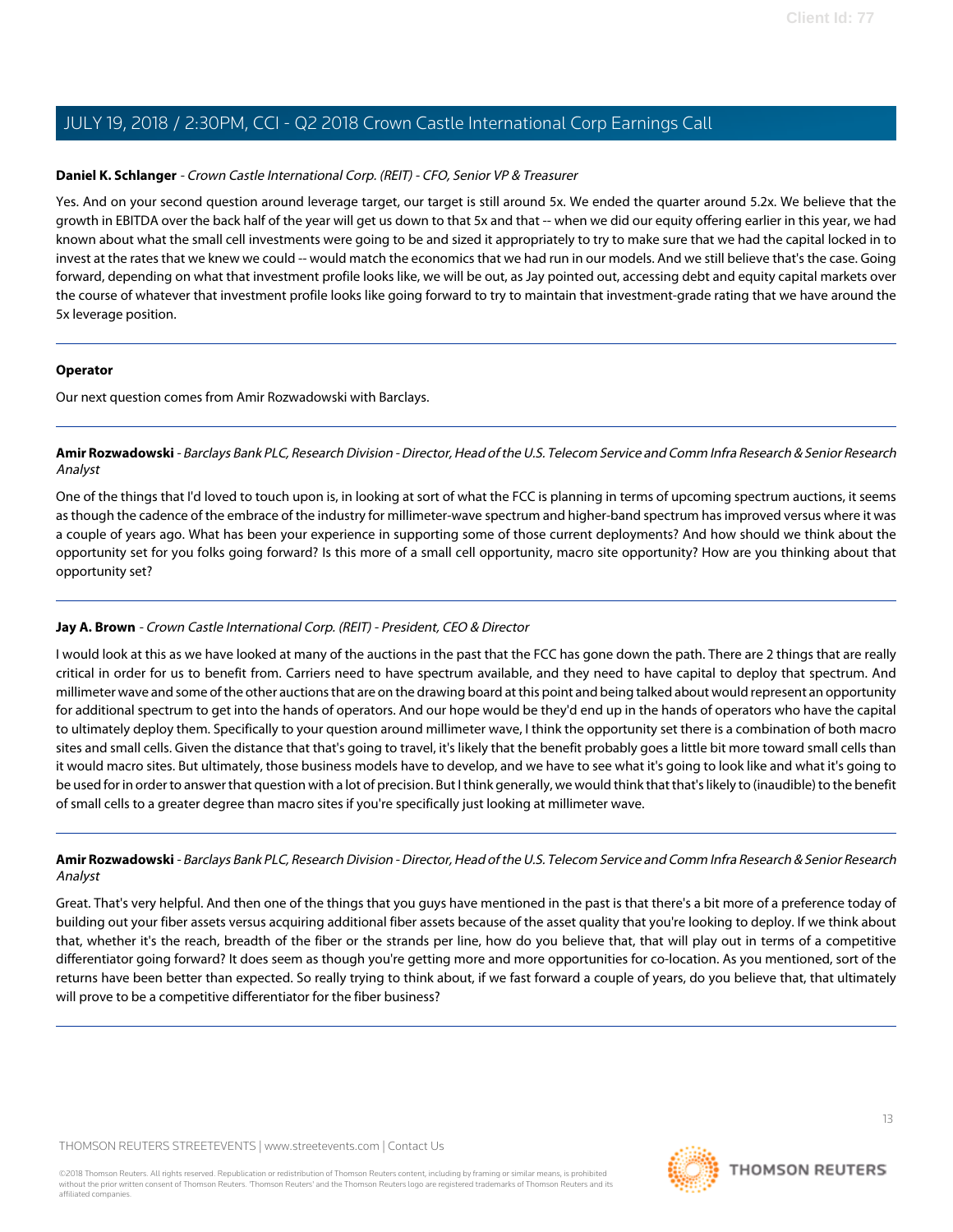**Daniel K. Schlanger** - *Crown Castle International Corp. (REIT) - CFO, Senior VP & Treasurer*

Yes. And on your second question around leverage target, our target is still around 5x. We ended the quarter around 5.2x. We believe that the growth in EBITDA over the back half of the year will get us down to that 5x and that -- when we did our equity offering earlier in this year, we had known about what the small cell investments were going to be and sized it appropriately to try to make sure that we had the capital locked in to invest at the rates that we knew we could -- would match the economics that we had run in our models. And we still believe that's the case. Going forward, depending on what that investment profile looks like, we will be out, as Jay pointed out, accessing debt and equity capital markets over the course of whatever that investment profile looks like going forward to try to maintain that investment-grade rating that we have around the 5x leverage position.

---

**Operator**

Our next question comes from Amir Rozwadowski with Barclays.

---

**Amir Rozwadowski** - *Barclays Bank PLC, Research Division - Director, Head of the U.S. Telecom Service and Comm Infra Research & Senior Research Analyst*

One of the things that I'd loved to touch upon is, in looking at sort of what the FCC is planning in terms of upcoming spectrum auctions, it seems as though the cadence of the embrace of the industry for millimeter-wave spectrum and higher-band spectrum has improved versus where it was a couple of years ago. What has been your experience in supporting some of those current deployments? And how should we think about the opportunity set for you folks going forward? Is this more of a small cell opportunity, macro site opportunity? How are you thinking about that opportunity set?

---

**Jay A. Brown** - *Crown Castle International Corp. (REIT) - President, CEO & Director*

I would look at this as we have looked at many of the auctions in the past that the FCC has gone down the path. There are 2 things that are really critical in order for us to benefit from. Carriers need to have spectrum available, and they need to have capital to deploy that spectrum. And millimeter wave and some of the other auctions that are on the drawing board at this point and being talked about would represent an opportunity for additional spectrum to get into the hands of operators. And our hope would be they'd end up in the hands of operators who have the capital to ultimately deploy them. Specifically to your question around millimeter wave, I think the opportunity set there is a combination of both macro sites and small cells. Given the distance that that's going to travel, it's likely that the benefit probably goes a little bit more toward small cells than it would macro sites. But ultimately, those business models have to develop, and we have to see what it's going to look like and what it's going to be used for in order to answer that question with a lot of precision. But I think generally, we would think that that's likely to (inaudible) to the benefit of small cells to a greater degree than macro sites if you're specifically just looking at millimeter wave.

---

**Amir Rozwadowski** - *Barclays Bank PLC, Research Division - Director, Head of the U.S. Telecom Service and Comm Infra Research & Senior Research Analyst*

Great. That's very helpful. And then one of the things that you guys have mentioned in the past is that there's a bit more of a preference today of building out your fiber assets versus acquiring additional fiber assets because of the asset quality that you're looking to deploy. If we think about that, whether it's the reach, breadth of the fiber or the strands per line, how do you believe that, that will play out in terms of a competitive differentiator going forward? It does seem as though you're getting more and more opportunities for co-location. As you mentioned, sort of the returns have been better than expected. So really trying to think about, if we fast forward a couple of years, do you believe that, that ultimately will prove to be a competitive differentiator for the fiber business?

---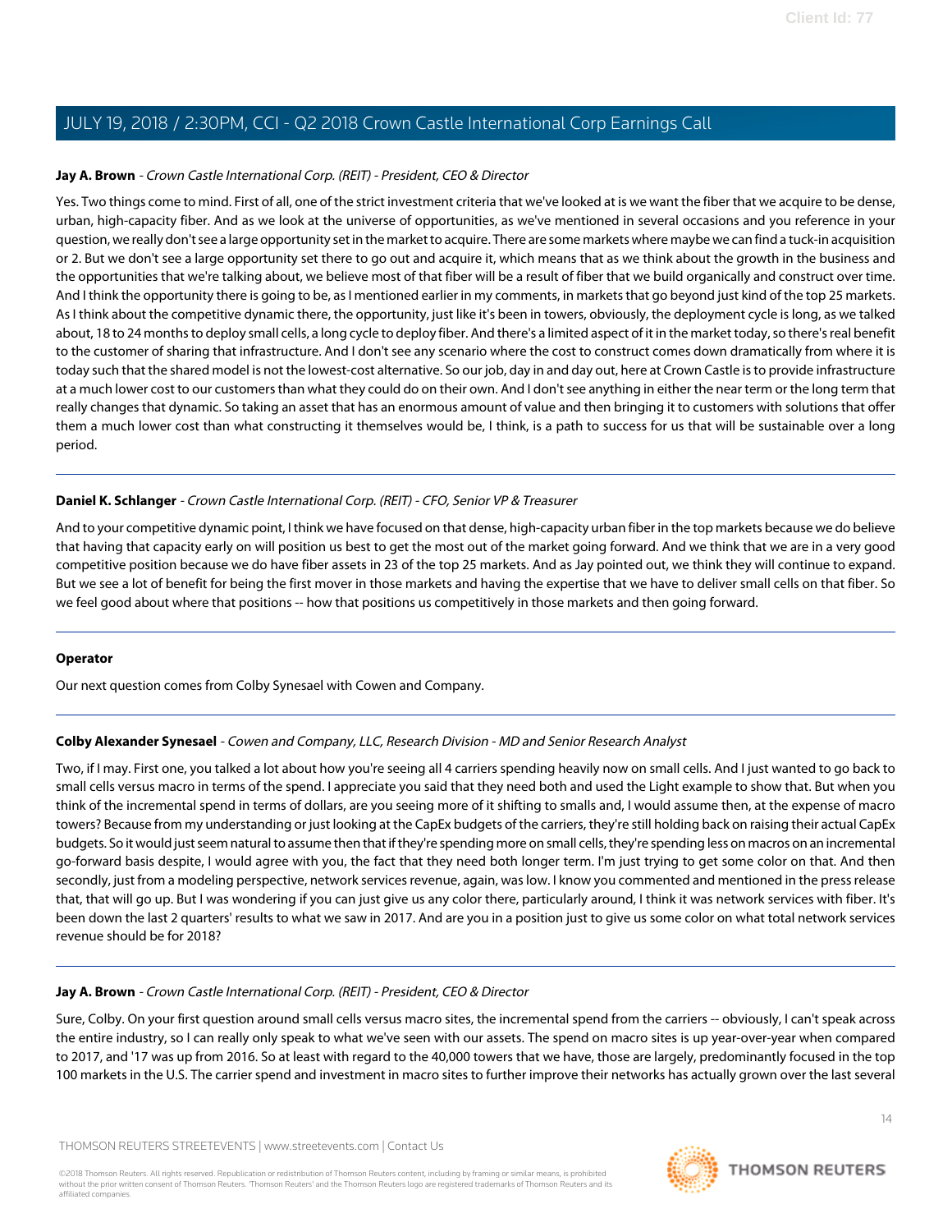**Jay A. Brown** - *Crown Castle International Corp. (REIT) - President, CEO & Director*

Yes. Two things come to mind. First of all, one of the strict investment criteria that we've looked at is we want the fiber that we acquire to be dense, urban, high-capacity fiber. And as we look at the universe of opportunities, as we've mentioned in several occasions and you reference in your question, we really don't see a large opportunity set in the market to acquire. There are some markets where maybe we can find a tuck-in acquisition or 2. But we don't see a large opportunity set there to go out and acquire it, which means that as we think about the growth in the business and the opportunities that we're talking about, we believe most of that fiber will be a result of fiber that we build organically and construct over time. And I think the opportunity there is going to be, as I mentioned earlier in my comments, in markets that go beyond just kind of the top 25 markets. As I think about the competitive dynamic there, the opportunity, just like it's been in towers, obviously, the deployment cycle is long, as we talked about, 18 to 24 months to deploy small cells, a long cycle to deploy fiber. And there's a limited aspect of it in the market today, so there's real benefit to the customer of sharing that infrastructure. And I don't see any scenario where the cost to construct comes down dramatically from where it is today such that the shared model is not the lowest-cost alternative. So our job, day in and day out, here at Crown Castle is to provide infrastructure at a much lower cost to our customers than what they could do on their own. And I don't see anything in either the near term or the long term that really changes that dynamic. So taking an asset that has an enormous amount of value and then bringing it to customers with solutions that offer them a much lower cost than what constructing it themselves would be, I think, is a path to success for us that will be sustainable over a long period.

---

**Daniel K. Schlanger** - *Crown Castle International Corp. (REIT) - CFO, Senior VP & Treasurer*

And to your competitive dynamic point, I think we have focused on that dense, high-capacity urban fiber in the top markets because we do believe that having that capacity early on will position us best to get the most out of the market going forward. And we think that we are in a very good competitive position because we do have fiber assets in 23 of the top 25 markets. And as Jay pointed out, we think they will continue to expand. But we see a lot of benefit for being the first mover in those markets and having the expertise that we have to deliver small cells on that fiber. So we feel good about where that positions -- how that positions us competitively in those markets and then going forward.

---

**Operator**

Our next question comes from Colby Synesael with Cowen and Company.

---

**Colby Alexander Synesael** - *Cowen and Company, LLC, Research Division - MD and Senior Research Analyst*

Two, if I may. First one, you talked a lot about how you're seeing all 4 carriers spending heavily now on small cells. And I just wanted to go back to small cells versus macro in terms of the spend. I appreciate you said that they need both and used the Light example to show that. But when you think of the incremental spend in terms of dollars, are you seeing more of it shifting to smalls and, I would assume then, at the expense of macro towers? Because from my understanding or just looking at the CapEx budgets of the carriers, they're still holding back on raising their actual CapEx budgets. So it would just seem natural to assume then that if they're spending more on small cells, they're spending less on macros on an incremental go-forward basis despite, I would agree with you, the fact that they need both longer term. I'm just trying to get some color on that. And then secondly, just from a modeling perspective, network services revenue, again, was low. I know you commented and mentioned in the press release that, that will go up. But I was wondering if you can just give us any color there, particularly around, I think it was network services with fiber. It's been down the last 2 quarters' results to what we saw in 2017. And are you in a position just to give us some color on what total network services revenue should be for 2018?

---

**Jay A. Brown** - *Crown Castle International Corp. (REIT) - President, CEO & Director*

Sure, Colby. On your first question around small cells versus macro sites, the incremental spend from the carriers -- obviously, I can't speak across the entire industry, so I can really only speak to what we've seen with our assets. The spend on macro sites is up year-over-year when compared to 2017, and '17 was up from 2016. So at least with regard to the 40,000 towers that we have, those are largely, predominantly focused in the top 100 markets in the U.S. The carrier spend and investment in macro sites to further improve their networks has actually grown over the last several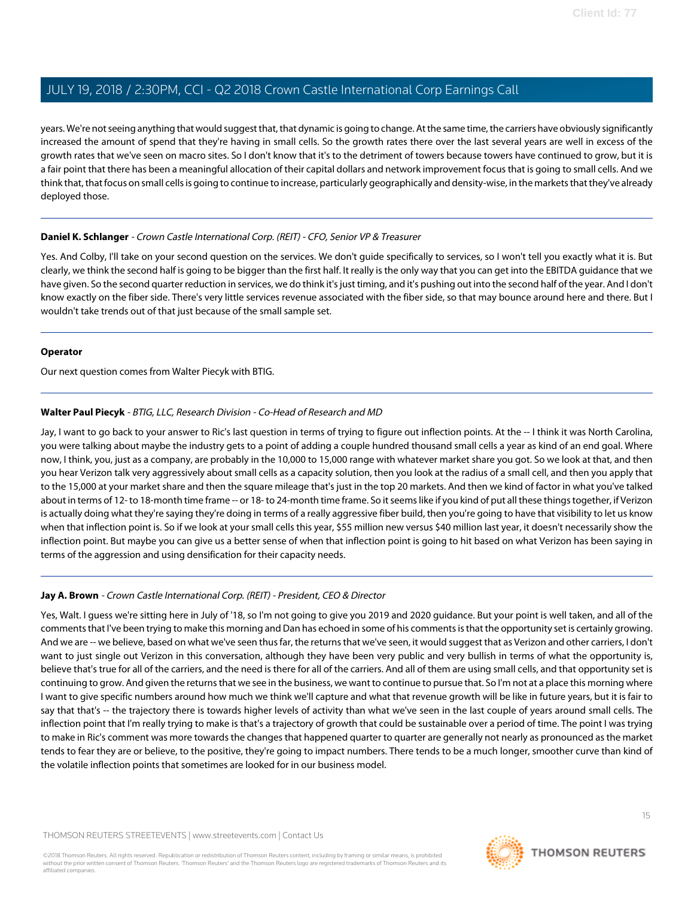years. We're not seeing anything that would suggest that, that dynamic is going to change. At the same time, the carriers have obviously significantly increased the amount of spend that they're having in small cells. So the growth rates there over the last several years are well in excess of the growth rates that we've seen on macro sites. So I don't know that it's to the detriment of towers because towers have continued to grow, but it is a fair point that there has been a meaningful allocation of their capital dollars and network improvement focus that is going to small cells. And we think that, that focus on small cells is going to continue to increase, particularly geographically and density-wise, in the markets that they've already deployed those.

---

**Daniel K. Schlanger** - *Crown Castle International Corp. (REIT) - CFO, Senior VP & Treasurer*

Yes. And Colby, I'll take on your second question on the services. We don't guide specifically to services, so I won't tell you exactly what it is. But clearly, we think the second half is going to be bigger than the first half. It really is the only way that you can get into the EBITDA guidance that we have given. So the second quarter reduction in services, we do think it's just timing, and it's pushing out into the second half of the year. And I don't know exactly on the fiber side. There's very little services revenue associated with the fiber side, so that may bounce around here and there. But I wouldn't take trends out of that just because of the small sample set.

---

**Operator**

Our next question comes from Walter Piecyk with BTIG.

---

**Walter Paul Piecyk** - *BTIG, LLC, Research Division - Co-Head of Research and MD*

Jay, I want to go back to your answer to Ric's last question in terms of trying to figure out inflection points. At the -- I think it was North Carolina, you were talking about maybe the industry gets to a point of adding a couple hundred thousand small cells a year as kind of an end goal. Where now, I think, you, just as a company, are probably in the 10,000 to 15,000 range with whatever market share you got. So we look at that, and then you hear Verizon talk very aggressively about small cells as a capacity solution, then you look at the radius of a small cell, and then you apply that to the 15,000 at your market share and then the square mileage that's just in the top 20 markets. And then we kind of factor in what you've talked about in terms of 12- to 18-month time frame -- or 18- to 24-month time frame. So it seems like if you kind of put all these things together, if Verizon is actually doing what they're saying they're doing in terms of a really aggressive fiber build, then you're going to have that visibility to let us know when that inflection point is. So if we look at your small cells this year, $55 million new versus $40 million last year, it doesn't necessarily show the inflection point. But maybe you can give us a better sense of when that inflection point is going to hit based on what Verizon has been saying in terms of the aggression and using densification for their capacity needs.

---

**Jay A. Brown** - *Crown Castle International Corp. (REIT) - President, CEO & Director*

Yes, Walt. I guess we're sitting here in July of '18, so I'm not going to give you 2019 and 2020 guidance. But your point is well taken, and all of the comments that I've been trying to make this morning and Dan has echoed in some of his comments is that the opportunity set is certainly growing. And we are -- we believe, based on what we've seen thus far, the returns that we've seen, it would suggest that as Verizon and other carriers, I don't want to just single out Verizon in this conversation, although they have been very public and very bullish in terms of what the opportunity is, believe that's true for all of the carriers, and the need is there for all of the carriers. And all of them are using small cells, and that opportunity set is continuing to grow. And given the returns that we see in the business, we want to continue to pursue that. So I'm not at a place this morning where I want to give specific numbers around how much we think we'll capture and what that revenue growth will be like in future years, but it is fair to say that that's -- the trajectory there is towards higher levels of activity than what we've seen in the last couple of years around small cells. The inflection point that I'm really trying to make is that's a trajectory of growth that could be sustainable over a period of time. The point I was trying to make in Ric's comment was more towards the changes that happened quarter to quarter are generally not nearly as pronounced as the market tends to fear they are or believe, to the positive, they're going to impact numbers. There tends to be a much longer, smoother curve than kind of the volatile inflection points that sometimes are looked for in our business model.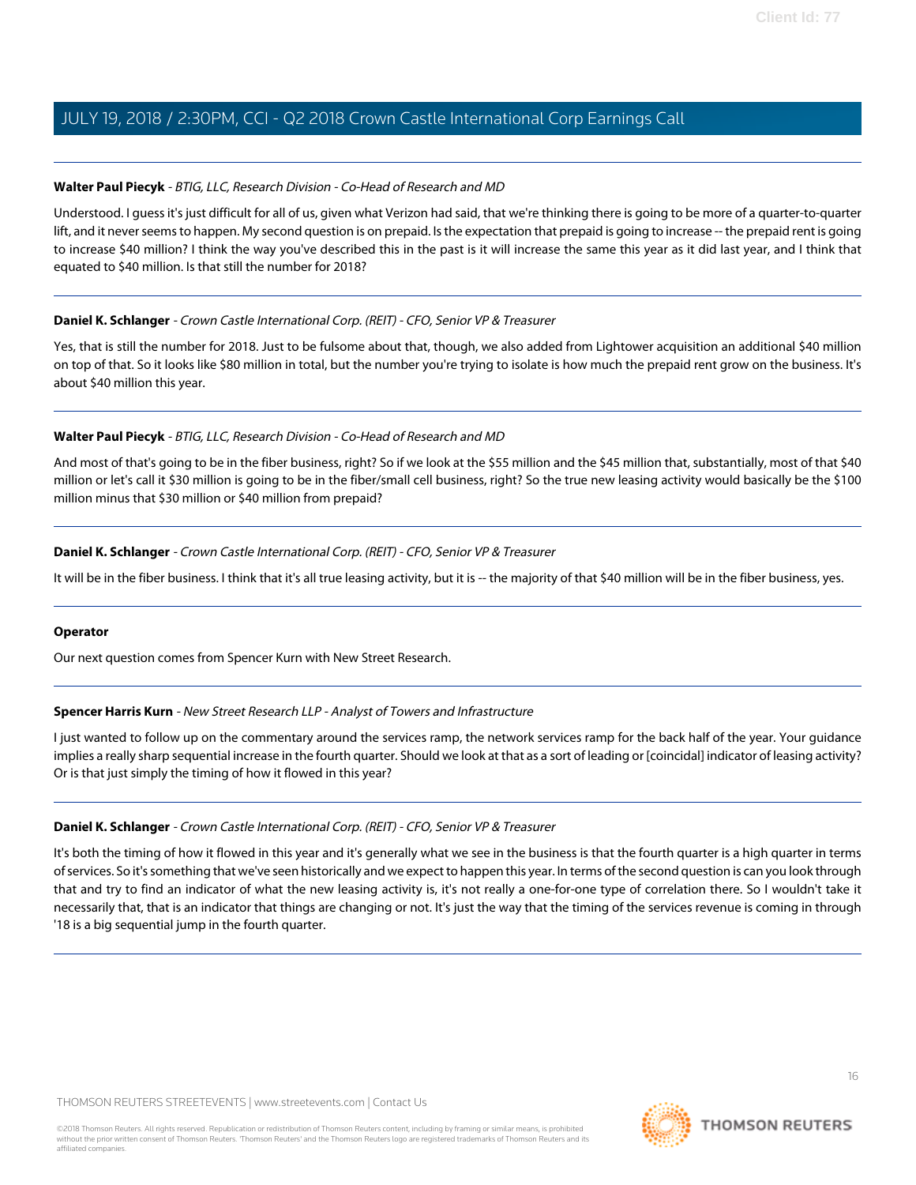**Walter Paul Piecyk** - *BTIG, LLC, Research Division - Co-Head of Research and MD*

Understood. I guess it's just difficult for all of us, given what Verizon had said, that we're thinking there is going to be more of a quarter-to-quarter lift, and it never seems to happen. My second question is on prepaid. Is the expectation that prepaid is going to increase -- the prepaid rent is going to increase $40 million? I think the way you've described this in the past is it will increase the same this year as it did last year, and I think that equated to $40 million. Is that still the number for 2018?

---

**Daniel K. Schlanger** - *Crown Castle International Corp. (REIT) - CFO, Senior VP & Treasurer*

Yes, that is still the number for 2018. Just to be fulsome about that, though, we also added from Lightower acquisition an additional $40 million on top of that. So it looks like $80 million in total, but the number you're trying to isolate is how much the prepaid rent grow on the business. It's about $40 million this year.

---

**Walter Paul Piecyk** - *BTIG, LLC, Research Division - Co-Head of Research and MD*

And most of that's going to be in the fiber business, right? So if we look at the $55 million and the $45 million that, substantially, most of that $40 million or let's call it $30 million is going to be in the fiber/small cell business, right? So the true new leasing activity would basically be the $100 million minus that $30 million or $40 million from prepaid?

---

**Daniel K. Schlanger** - *Crown Castle International Corp. (REIT) - CFO, Senior VP & Treasurer*

It will be in the fiber business. I think that it's all true leasing activity, but it is -- the majority of that $40 million will be in the fiber business, yes.

---

**Operator**

Our next question comes from Spencer Kurn with New Street Research.

---

**Spencer Harris Kurn** - *New Street Research LLP - Analyst of Towers and Infrastructure*

I just wanted to follow up on the commentary around the services ramp, the network services ramp for the back half of the year. Your guidance implies a really sharp sequential increase in the fourth quarter. Should we look at that as a sort of leading or [coincidal] indicator of leasing activity? Or is that just simply the timing of how it flowed in this year?

---

**Daniel K. Schlanger** - *Crown Castle International Corp. (REIT) - CFO, Senior VP & Treasurer*

It's both the timing of how it flowed in this year and it's generally what we see in the business is that the fourth quarter is a high quarter in terms of services. So it's something that we've seen historically and we expect to happen this year. In terms of the second question is can you look through that and try to find an indicator of what the new leasing activity is, it's not really a one-for-one type of correlation there. So I wouldn't take it necessarily that, that is an indicator that things are changing or not. It's just the way that the timing of the services revenue is coming in through '18 is a big sequential jump in the fourth quarter.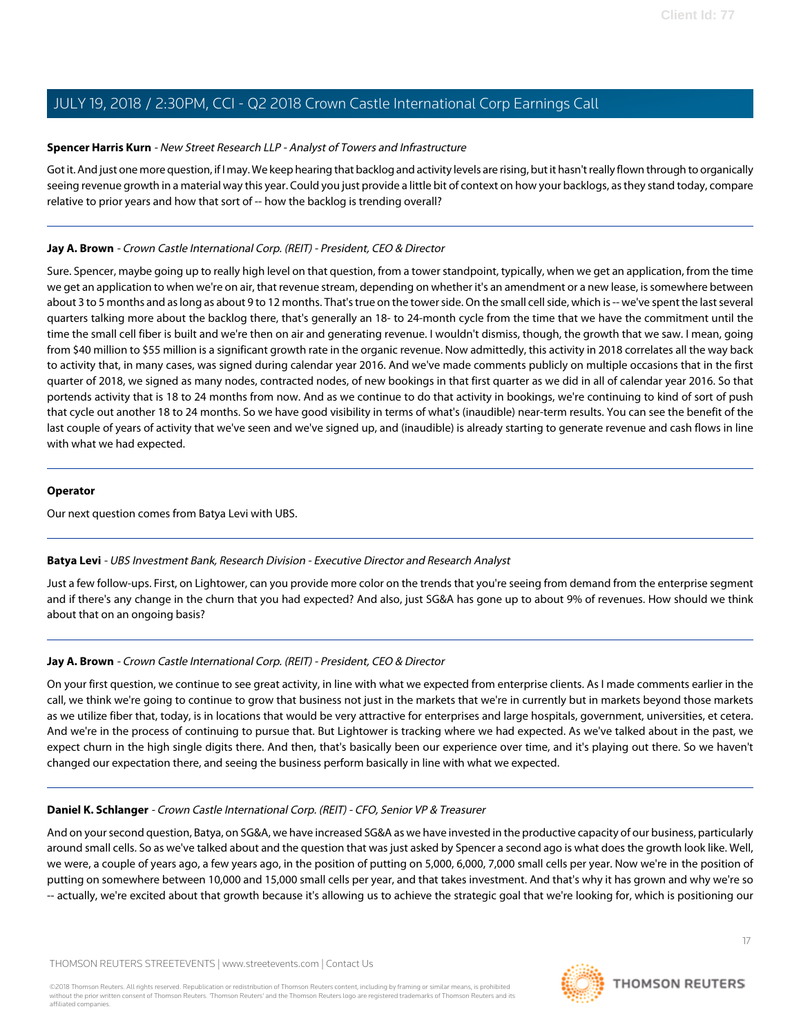**Spencer Harris Kurn** - *New Street Research LLP - Analyst of Towers and Infrastructure*

Got it. And just one more question, if I may. We keep hearing that backlog and activity levels are rising, but it hasn't really flown through to organically seeing revenue growth in a material way this year. Could you just provide a little bit of context on how your backlogs, as they stand today, compare relative to prior years and how that sort of -- how the backlog is trending overall?

---

**Jay A. Brown** - *Crown Castle International Corp. (REIT) - President, CEO & Director*

Sure. Spencer, maybe going up to really high level on that question, from a tower standpoint, typically, when we get an application, from the time we get an application to when we're on air, that revenue stream, depending on whether it's an amendment or a new lease, is somewhere between about 3 to 5 months and as long as about 9 to 12 months. That's true on the tower side. On the small cell side, which is -- we've spent the last several quarters talking more about the backlog there, that's generally an 18- to 24-month cycle from the time that we have the commitment until the time the small cell fiber is built and we're then on air and generating revenue. I wouldn't dismiss, though, the growth that we saw. I mean, going from $40 million to $55 million is a significant growth rate in the organic revenue. Now admittedly, this activity in 2018 correlates all the way back to activity that, in many cases, was signed during calendar year 2016. And we've made comments publicly on multiple occasions that in the first quarter of 2018, we signed as many nodes, contracted nodes, of new bookings in that first quarter as we did in all of calendar year 2016. So that portends activity that is 18 to 24 months from now. And as we continue to do that activity in bookings, we're continuing to kind of sort of push that cycle out another 18 to 24 months. So we have good visibility in terms of what's (inaudible) near-term results. You can see the benefit of the last couple of years of activity that we've seen and we've signed up, and (inaudible) is already starting to generate revenue and cash flows in line with what we had expected.

---

**Operator**

Our next question comes from Batya Levi with UBS.

---

**Batya Levi** - *UBS Investment Bank, Research Division - Executive Director and Research Analyst*

Just a few follow-ups. First, on Lightower, can you provide more color on the trends that you're seeing from demand from the enterprise segment and if there's any change in the churn that you had expected? And also, just SG&A has gone up to about 9% of revenues. How should we think about that on an ongoing basis?

---

**Jay A. Brown** - *Crown Castle International Corp. (REIT) - President, CEO & Director*

On your first question, we continue to see great activity, in line with what we expected from enterprise clients. As I made comments earlier in the call, we think we're going to continue to grow that business not just in the markets that we're in currently but in markets beyond those markets as we utilize fiber that, today, is in locations that would be very attractive for enterprises and large hospitals, government, universities, et cetera. And we're in the process of continuing to pursue that. But Lightower is tracking where we had expected. As we've talked about in the past, we expect churn in the high single digits there. And then, that's basically been our experience over time, and it's playing out there. So we haven't changed our expectation there, and seeing the business perform basically in line with what we expected.

---

**Daniel K. Schlanger** - *Crown Castle International Corp. (REIT) - CFO, Senior VP & Treasurer*

And on your second question, Batya, on SG&A, we have increased SG&A as we have invested in the productive capacity of our business, particularly around small cells. So as we've talked about and the question that was just asked by Spencer a second ago is what does the growth look like. Well, we were, a couple of years ago, a few years ago, in the position of putting on 5,000, 6,000, 7,000 small cells per year. Now we're in the position of putting on somewhere between 10,000 and 15,000 small cells per year, and that takes investment. And that's why it has grown and why we're so -- actually, we're excited about that growth because it's allowing us to achieve the strategic goal that we're looking for, which is positioning our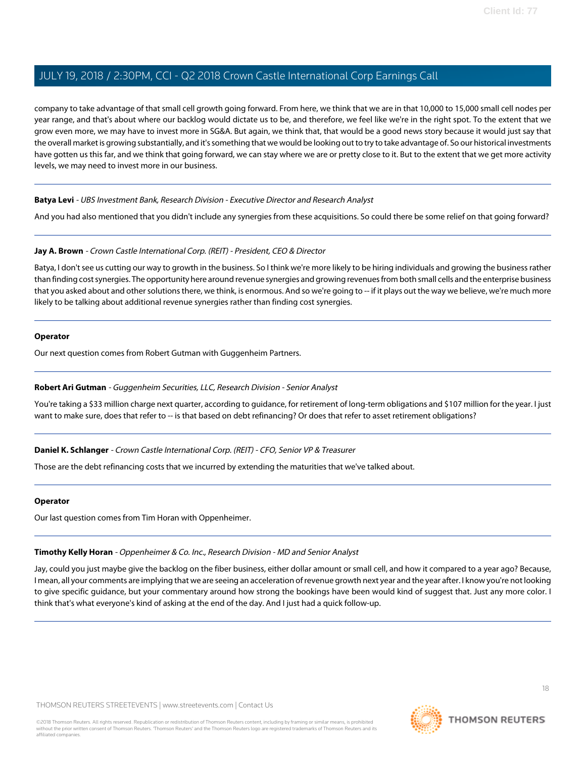company to take advantage of that small cell growth going forward. From here, we think that we are in that 10,000 to 15,000 small cell nodes per year range, and that's about where our backlog would dictate us to be, and therefore, we feel like we're in the right spot. To the extent that we grow even more, we may have to invest more in SG&A. But again, we think that, that would be a good news story because it would just say that the overall market is growing substantially, and it's something that we would be looking out to try to take advantage of. So our historical investments have gotten us this far, and we think that going forward, we can stay where we are or pretty close to it. But to the extent that we get more activity levels, we may need to invest more in our business.

---

**Batya Levi** - *UBS Investment Bank, Research Division - Executive Director and Research Analyst*

And you had also mentioned that you didn't include any synergies from these acquisitions. So could there be some relief on that going forward?

---

**Jay A. Brown** - *Crown Castle International Corp. (REIT) - President, CEO & Director*

Batya, I don't see us cutting our way to growth in the business. So I think we're more likely to be hiring individuals and growing the business rather than finding cost synergies. The opportunity here around revenue synergies and growing revenues from both small cells and the enterprise business that you asked about and other solutions there, we think, is enormous. And so we're going to -- if it plays out the way we believe, we're much more likely to be talking about additional revenue synergies rather than finding cost synergies.

---

**Operator**

Our next question comes from Robert Gutman with Guggenheim Partners.

---

**Robert Ari Gutman** - *Guggenheim Securities, LLC, Research Division - Senior Analyst*

You're taking a $33 million charge next quarter, according to guidance, for retirement of long-term obligations and $107 million for the year. I just want to make sure, does that refer to -- is that based on debt refinancing? Or does that refer to asset retirement obligations?

---

**Daniel K. Schlanger** - *Crown Castle International Corp. (REIT) - CFO, Senior VP & Treasurer*

Those are the debt refinancing costs that we incurred by extending the maturities that we've talked about.

---

**Operator**

Our last question comes from Tim Horan with Oppenheimer.

---

**Timothy Kelly Horan** - *Oppenheimer & Co. Inc., Research Division - MD and Senior Analyst*

Jay, could you just maybe give the backlog on the fiber business, either dollar amount or small cell, and how it compared to a year ago? Because, I mean, all your comments are implying that we are seeing an acceleration of revenue growth next year and the year after. I know you're not looking to give specific guidance, but your commentary around how strong the bookings have been would kind of suggest that. Just any more color. I think that's what everyone's kind of asking at the end of the day. And I just had a quick follow-up.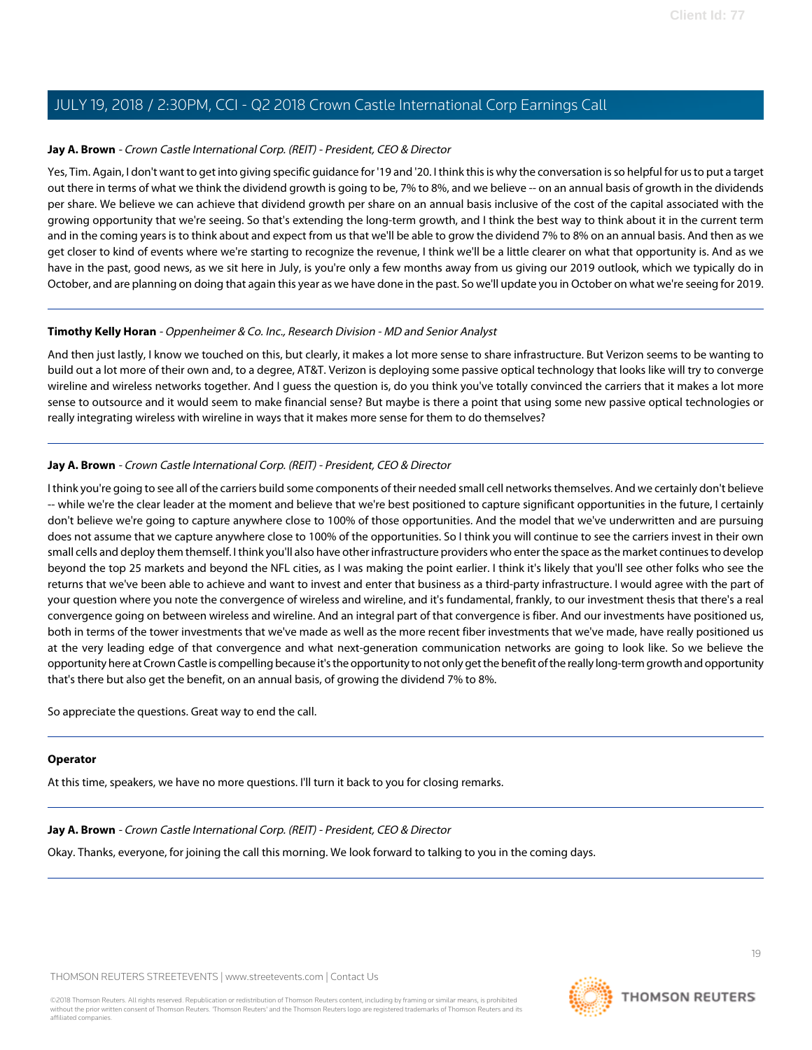**Jay A. Brown** - *Crown Castle International Corp. (REIT) - President, CEO & Director*

Yes, Tim. Again, I don't want to get into giving specific guidance for '19 and '20. I think this is why the conversation is so helpful for us to put a target out there in terms of what we think the dividend growth is going to be, 7% to 8%, and we believe -- on an annual basis of growth in the dividends per share. We believe we can achieve that dividend growth per share on an annual basis inclusive of the cost of the capital associated with the growing opportunity that we're seeing. So that's extending the long-term growth, and I think the best way to think about it in the current term and in the coming years is to think about and expect from us that we'll be able to grow the dividend 7% to 8% on an annual basis. And then as we get closer to kind of events where we're starting to recognize the revenue, I think we'll be a little clearer on what that opportunity is. And as we have in the past, good news, as we sit here in July, is you're only a few months away from us giving our 2019 outlook, which we typically do in October, and are planning on doing that again this year as we have done in the past. So we'll update you in October on what we're seeing for 2019.

---

**Timothy Kelly Horan** - *Oppenheimer & Co. Inc., Research Division - MD and Senior Analyst*

And then just lastly, I know we touched on this, but clearly, it makes a lot more sense to share infrastructure. But Verizon seems to be wanting to build out a lot more of their own and, to a degree, AT&T. Verizon is deploying some passive optical technology that looks like will try to converge wireline and wireless networks together. And I guess the question is, do you think you've totally convinced the carriers that it makes a lot more sense to outsource and it would seem to make financial sense? But maybe is there a point that using some new passive optical technologies or really integrating wireless with wireline in ways that it makes more sense for them to do themselves?

---

**Jay A. Brown** - *Crown Castle International Corp. (REIT) - President, CEO & Director*

I think you're going to see all of the carriers build some components of their needed small cell networks themselves. And we certainly don't believe -- while we're the clear leader at the moment and believe that we're best positioned to capture significant opportunities in the future, I certainly don't believe we're going to capture anywhere close to 100% of those opportunities. And the model that we've underwritten and are pursuing does not assume that we capture anywhere close to 100% of the opportunities. So I think you will continue to see the carriers invest in their own small cells and deploy them themself. I think you'll also have other infrastructure providers who enter the space as the market continues to develop beyond the top 25 markets and beyond the NFL cities, as I was making the point earlier. I think it's likely that you'll see other folks who see the returns that we've been able to achieve and want to invest and enter that business as a third-party infrastructure. I would agree with the part of your question where you note the convergence of wireless and wireline, and it's fundamental, frankly, to our investment thesis that there's a real convergence going on between wireless and wireline. And an integral part of that convergence is fiber. And our investments have positioned us, both in terms of the tower investments that we've made as well as the more recent fiber investments that we've made, have really positioned us at the very leading edge of that convergence and what next-generation communication networks are going to look like. So we believe the opportunity here at Crown Castle is compelling because it's the opportunity to not only get the benefit of the really long-term growth and opportunity that's there but also get the benefit, on an annual basis, of growing the dividend 7% to 8%.

So appreciate the questions. Great way to end the call.

---

**Operator**

At this time, speakers, we have no more questions. I'll turn it back to you for closing remarks.

---

**Jay A. Brown** - *Crown Castle International Corp. (REIT) - President, CEO & Director*

Okay. Thanks, everyone, for joining the call this morning. We look forward to talking to you in the coming days.

---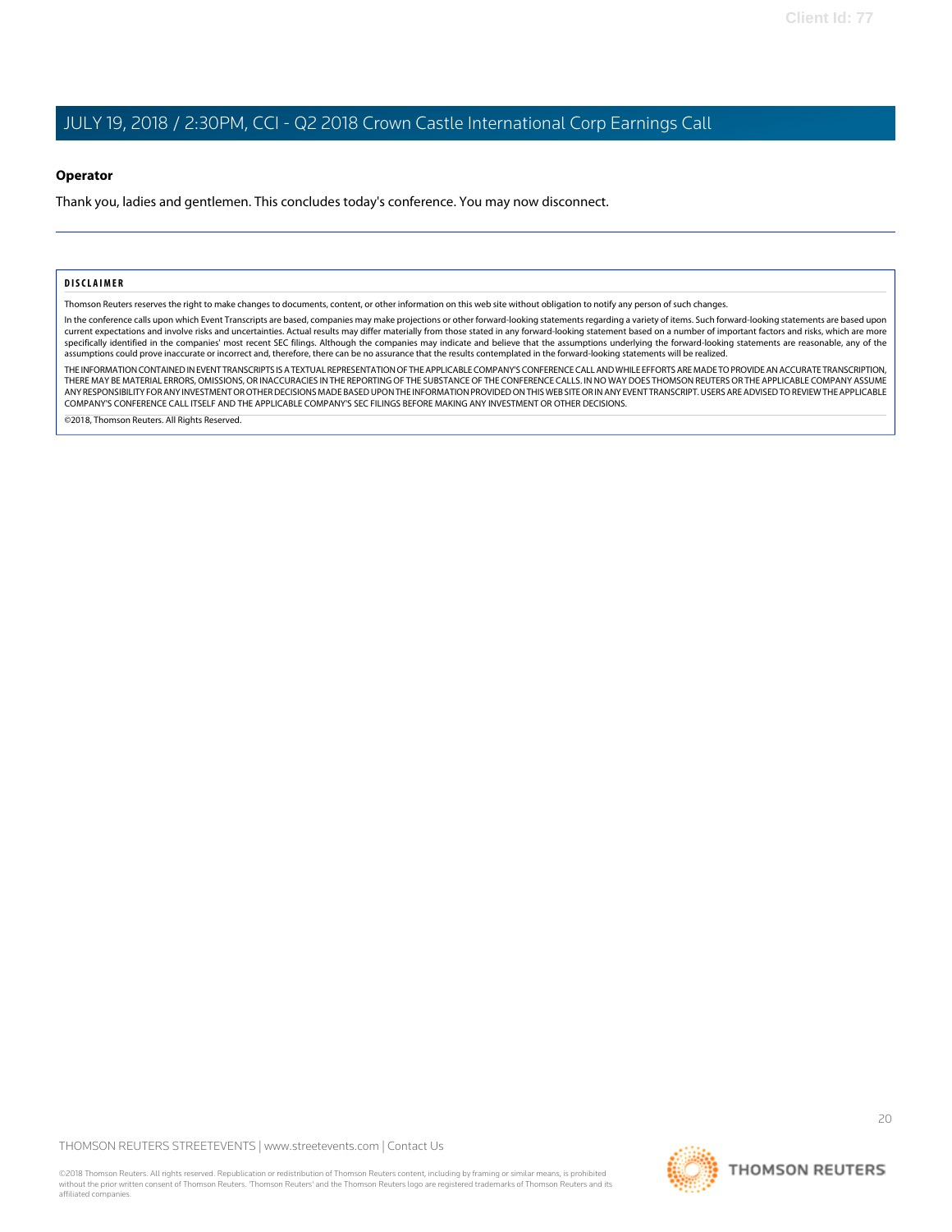**Operator**

Thank you, ladies and gentlemen. This concludes today's conference. You may now disconnect.

---

**DISCLAIMER**

Thomson Reuters reserves the right to make changes to documents, content, or other information on this web site without obligation to notify any person of such changes.

In the conference calls upon which Event Transcripts are based, companies may make projections or other forward-looking statements regarding a variety of items. Such forward-looking statements are based upon current expectations and involve risks and uncertainties. Actual results may differ materially from those stated in any forward-looking statement based on a number of important factors and risks, which are more specifically identified in the companies' most recent SEC filings. Although the companies may indicate and believe that the assumptions underlying the forward-looking statements are reasonable, any of the assumptions could prove inaccurate or incorrect and, therefore, there can be no assurance that the results contemplated in the forward-looking statements will be realized.

THE INFORMATION CONTAINED IN EVENT TRANSCRIPTS IS A TEXTUAL REPRESENTATION OF THE APPLICABLE COMPANY'S CONFERENCE CALL AND WHILE EFFORTS ARE MADE TO PROVIDE AN ACCURATE TRANSCRIPTION, THERE MAY BE MATERIAL ERRORS, OMISSIONS, OR INACCURACIES IN THE REPORTING OF THE SUBSTANCE OF THE CONFERENCE CALLS. IN NO WAY DOES THOMSON REUTERS OR THE APPLICABLE COMPANY ASSUME ANY RESPONSIBILITY FOR ANY INVESTMENT OR OTHER DECISIONS MADE BASED UPON THE INFORMATION PROVIDED ON THIS WEB SITE OR IN ANY EVENT TRANSCRIPT. USERS ARE ADVISED TO REVIEW THE APPLICABLE COMPANY'S CONFERENCE CALL ITSELF AND THE APPLICABLE COMPANY'S SEC FILINGS BEFORE MAKING ANY INVESTMENT OR OTHER DECISIONS.

©2018, Thomson Reuters. All Rights Reserved.